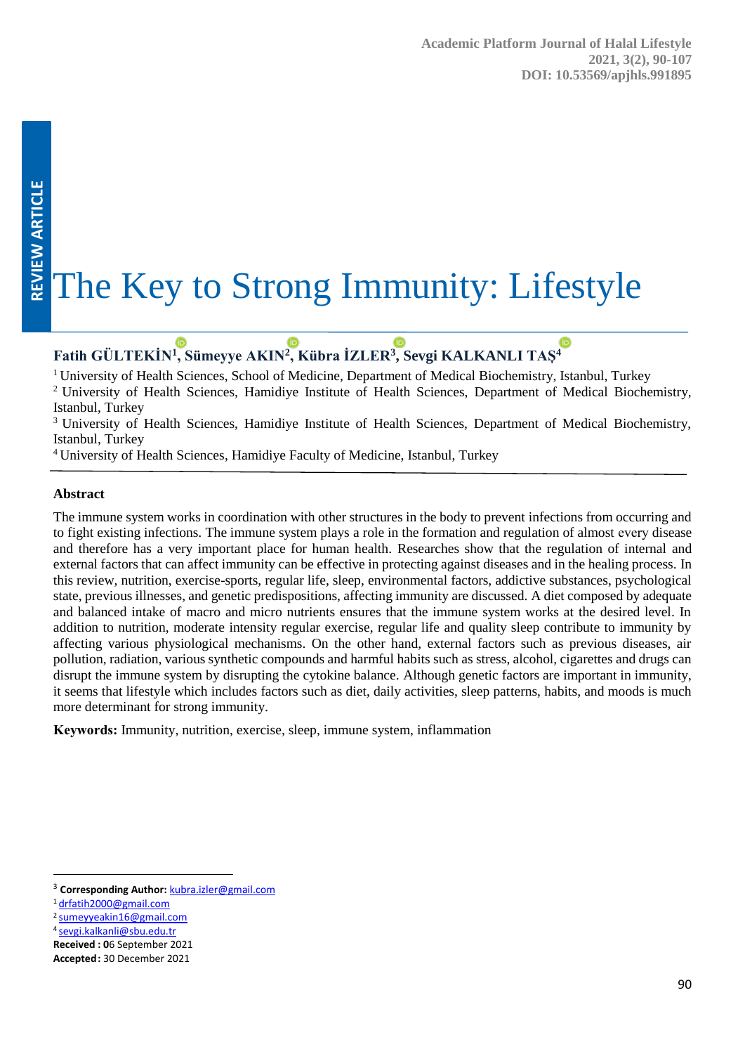REVIEW ARTICLE

# The Key to Strong Immunity: Lifestyle

**Fatih GÜLTEKİN[1], Sümeyye AKIN[2], Kübra İZLER[3], Sevgi KALKANLI TAŞ[4]**

[1] University of Health Sciences, School of Medicine, Department of Medical Biochemistry, Istanbul, Turkey
[2] University of Health Sciences, Hamidiye Institute of Health Sciences, Department of Medical Biochemistry, Istanbul, Turkey
[3] University of Health Sciences, Hamidiye Institute of Health Sciences, Department of Medical Biochemistry, Istanbul, Turkey
[4] University of Health Sciences, Hamidiye Faculty of Medicine, Istanbul, Turkey

### Abstract

The immune system works in coordination with other structures in the body to prevent infections from occurring and to fight existing infections. The immune system plays a role in the formation and regulation of almost every disease and therefore has a very important place for human health. Researches show that the regulation of internal and external factors that can affect immunity can be effective in protecting against diseases and in the healing process. In this review, nutrition, exercise-sports, regular life, sleep, environmental factors, addictive substances, psychological state, previous illnesses, and genetic predispositions, affecting immunity are discussed. A diet composed by adequate and balanced intake of macro and micro nutrients ensures that the immune system works at the desired level. In addition to nutrition, moderate intensity regular exercise, regular life and quality sleep contribute to immunity by affecting various physiological mechanisms. On the other hand, external factors such as previous diseases, air pollution, radiation, various synthetic compounds and harmful habits such as stress, alcohol, cigarettes and drugs can disrupt the immune system by disrupting the cytokine balance. Although genetic factors are important in immunity, it seems that lifestyle which includes factors such as diet, daily activities, sleep patterns, habits, and moods is much more determinant for strong immunity.

**Keywords:** Immunity, nutrition, exercise, sleep, immune system, inflammation

---

[3] **Corresponding Author:** kubra.izler@gmail.com
[1] drfatih2000@gmail.com
[2] sumeyyeakin16@gmail.com
[4] sevgi.kalkanli@sbu.edu.tr
**Received :** 06 September 2021
**Accepted:** 30 December 2021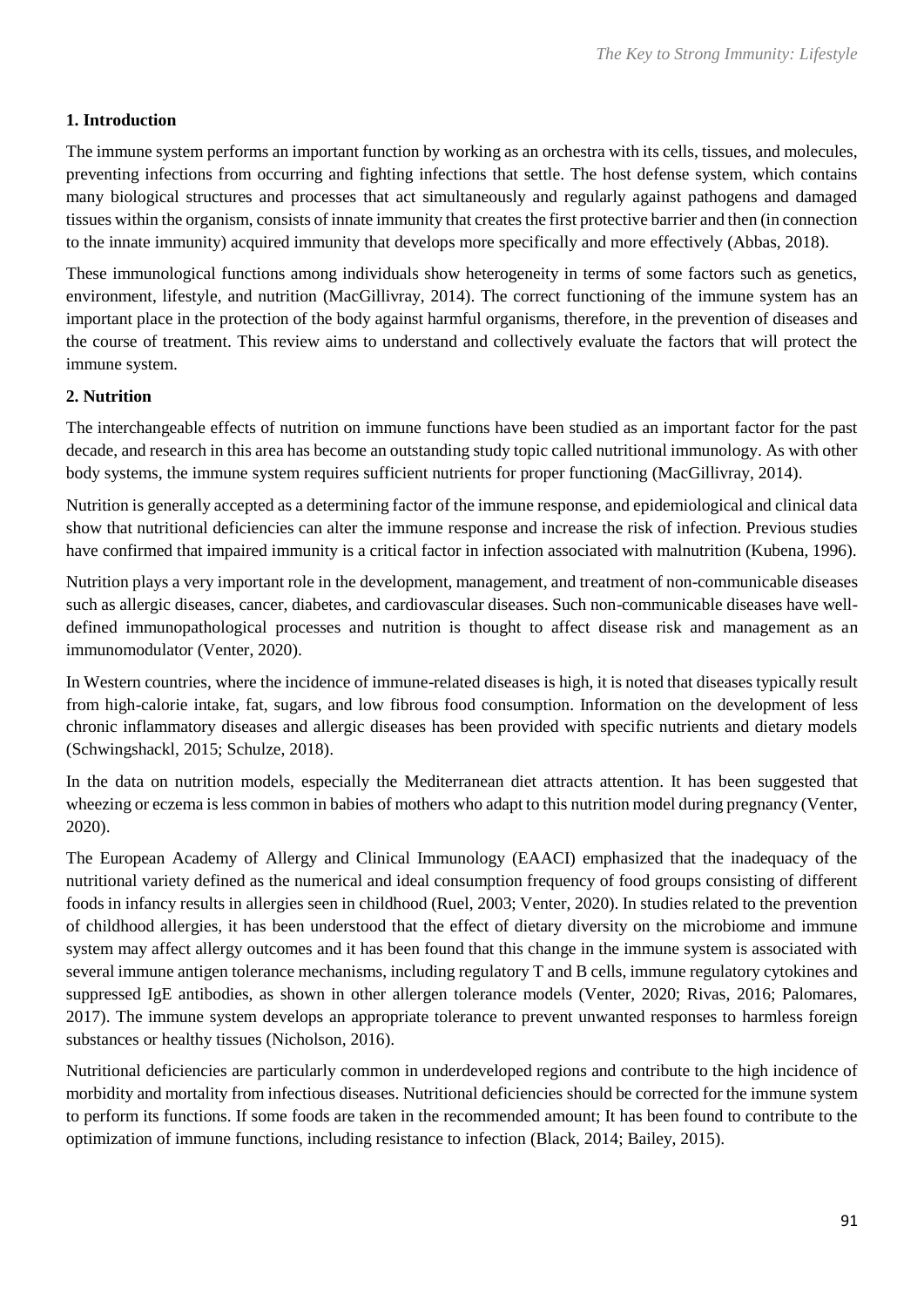## 1. Introduction

The immune system performs an important function by working as an orchestra with its cells, tissues, and molecules, preventing infections from occurring and fighting infections that settle. The host defense system, which contains many biological structures and processes that act simultaneously and regularly against pathogens and damaged tissues within the organism, consists of innate immunity that creates the first protective barrier and then (in connection to the innate immunity) acquired immunity that develops more specifically and more effectively (Abbas, 2018).

These immunological functions among individuals show heterogeneity in terms of some factors such as genetics, environment, lifestyle, and nutrition (MacGillivray, 2014). The correct functioning of the immune system has an important place in the protection of the body against harmful organisms, therefore, in the prevention of diseases and the course of treatment. This review aims to understand and collectively evaluate the factors that will protect the immune system.

## 2. Nutrition

The interchangeable effects of nutrition on immune functions have been studied as an important factor for the past decade, and research in this area has become an outstanding study topic called nutritional immunology. As with other body systems, the immune system requires sufficient nutrients for proper functioning (MacGillivray, 2014).

Nutrition is generally accepted as a determining factor of the immune response, and epidemiological and clinical data show that nutritional deficiencies can alter the immune response and increase the risk of infection. Previous studies have confirmed that impaired immunity is a critical factor in infection associated with malnutrition (Kubena, 1996).

Nutrition plays a very important role in the development, management, and treatment of non-communicable diseases such as allergic diseases, cancer, diabetes, and cardiovascular diseases. Such non-communicable diseases have well-defined immunopathological processes and nutrition is thought to affect disease risk and management as an immunomodulator (Venter, 2020).

In Western countries, where the incidence of immune-related diseases is high, it is noted that diseases typically result from high-calorie intake, fat, sugars, and low fibrous food consumption. Information on the development of less chronic inflammatory diseases and allergic diseases has been provided with specific nutrients and dietary models (Schwingshackl, 2015; Schulze, 2018).

In the data on nutrition models, especially the Mediterranean diet attracts attention. It has been suggested that wheezing or eczema is less common in babies of mothers who adapt to this nutrition model during pregnancy (Venter, 2020).

The European Academy of Allergy and Clinical Immunology (EAACI) emphasized that the inadequacy of the nutritional variety defined as the numerical and ideal consumption frequency of food groups consisting of different foods in infancy results in allergies seen in childhood (Ruel, 2003; Venter, 2020). In studies related to the prevention of childhood allergies, it has been understood that the effect of dietary diversity on the microbiome and immune system may affect allergy outcomes and it has been found that this change in the immune system is associated with several immune antigen tolerance mechanisms, including regulatory T and B cells, immune regulatory cytokines and suppressed IgE antibodies, as shown in other allergen tolerance models (Venter, 2020; Rivas, 2016; Palomares, 2017). The immune system develops an appropriate tolerance to prevent unwanted responses to harmless foreign substances or healthy tissues (Nicholson, 2016).

Nutritional deficiencies are particularly common in underdeveloped regions and contribute to the high incidence of morbidity and mortality from infectious diseases. Nutritional deficiencies should be corrected for the immune system to perform its functions. If some foods are taken in the recommended amount; It has been found to contribute to the optimization of immune functions, including resistance to infection (Black, 2014; Bailey, 2015).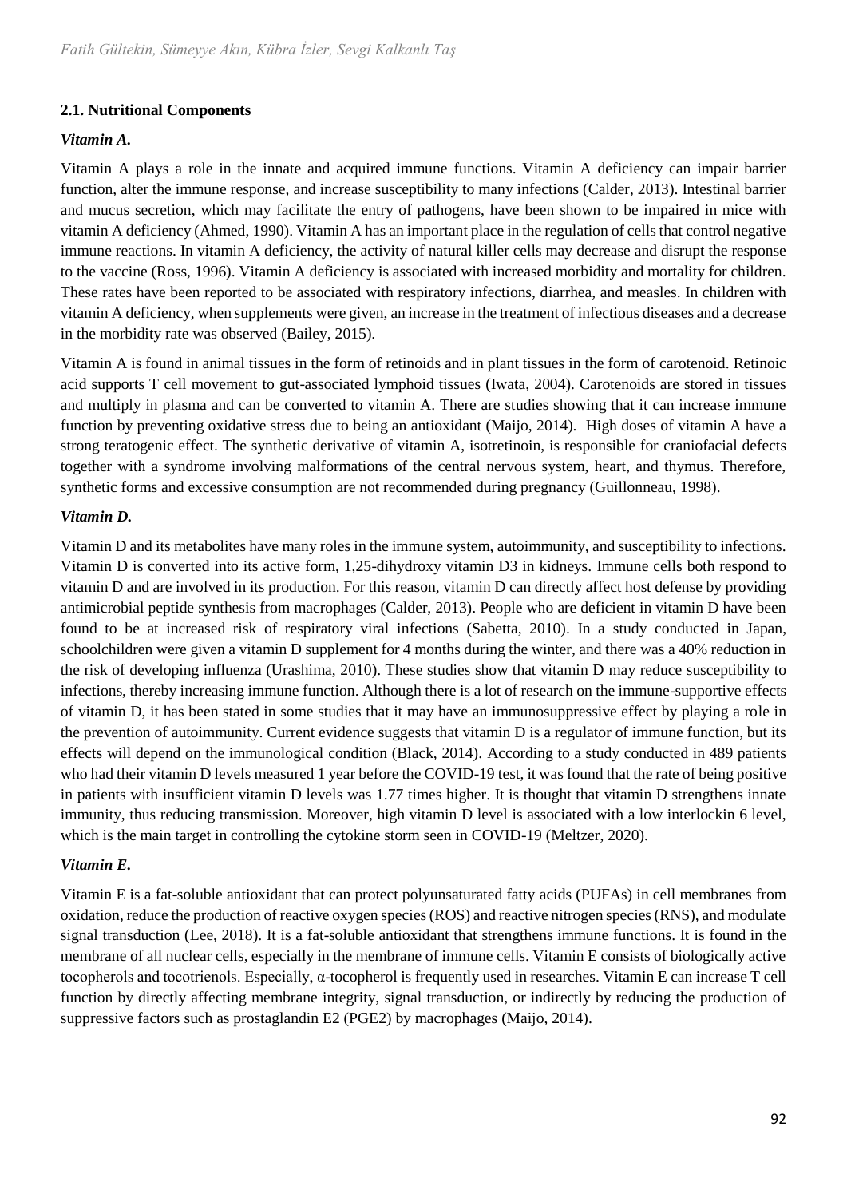### 2.1. Nutritional Components

***Vitamin A.***

Vitamin A plays a role in the innate and acquired immune functions. Vitamin A deficiency can impair barrier function, alter the immune response, and increase susceptibility to many infections (Calder, 2013). Intestinal barrier and mucus secretion, which may facilitate the entry of pathogens, have been shown to be impaired in mice with vitamin A deficiency (Ahmed, 1990). Vitamin A has an important place in the regulation of cells that control negative immune reactions. In vitamin A deficiency, the activity of natural killer cells may decrease and disrupt the response to the vaccine (Ross, 1996). Vitamin A deficiency is associated with increased morbidity and mortality for children. These rates have been reported to be associated with respiratory infections, diarrhea, and measles. In children with vitamin A deficiency, when supplements were given, an increase in the treatment of infectious diseases and a decrease in the morbidity rate was observed (Bailey, 2015).

Vitamin A is found in animal tissues in the form of retinoids and in plant tissues in the form of carotenoid. Retinoic acid supports T cell movement to gut-associated lymphoid tissues (Iwata, 2004). Carotenoids are stored in tissues and multiply in plasma and can be converted to vitamin A. There are studies showing that it can increase immune function by preventing oxidative stress due to being an antioxidant (Maijo, 2014). High doses of vitamin A have a strong teratogenic effect. The synthetic derivative of vitamin A, isotretinoin, is responsible for craniofacial defects together with a syndrome involving malformations of the central nervous system, heart, and thymus. Therefore, synthetic forms and excessive consumption are not recommended during pregnancy (Guillonneau, 1998).

***Vitamin D.***

Vitamin D and its metabolites have many roles in the immune system, autoimmunity, and susceptibility to infections. Vitamin D is converted into its active form, 1,25-dihydroxy vitamin D3 in kidneys. Immune cells both respond to vitamin D and are involved in its production. For this reason, vitamin D can directly affect host defense by providing antimicrobial peptide synthesis from macrophages (Calder, 2013). People who are deficient in vitamin D have been found to be at increased risk of respiratory viral infections (Sabetta, 2010). In a study conducted in Japan, schoolchildren were given a vitamin D supplement for 4 months during the winter, and there was a 40% reduction in the risk of developing influenza (Urashima, 2010). These studies show that vitamin D may reduce susceptibility to infections, thereby increasing immune function. Although there is a lot of research on the immune-supportive effects of vitamin D, it has been stated in some studies that it may have an immunosuppressive effect by playing a role in the prevention of autoimmunity. Current evidence suggests that vitamin D is a regulator of immune function, but its effects will depend on the immunological condition (Black, 2014). According to a study conducted in 489 patients who had their vitamin D levels measured 1 year before the COVID-19 test, it was found that the rate of being positive in patients with insufficient vitamin D levels was 1.77 times higher. It is thought that vitamin D strengthens innate immunity, thus reducing transmission. Moreover, high vitamin D level is associated with a low interlockin 6 level, which is the main target in controlling the cytokine storm seen in COVID-19 (Meltzer, 2020).

***Vitamin E.***

Vitamin E is a fat-soluble antioxidant that can protect polyunsaturated fatty acids (PUFAs) in cell membranes from oxidation, reduce the production of reactive oxygen species (ROS) and reactive nitrogen species (RNS), and modulate signal transduction (Lee, 2018). It is a fat-soluble antioxidant that strengthens immune functions. It is found in the membrane of all nuclear cells, especially in the membrane of immune cells. Vitamin E consists of biologically active tocopherols and tocotrienols. Especially, α-tocopherol is frequently used in researches. Vitamin E can increase T cell function by directly affecting membrane integrity, signal transduction, or indirectly by reducing the production of suppressive factors such as prostaglandin E2 (PGE2) by macrophages (Maijo, 2014).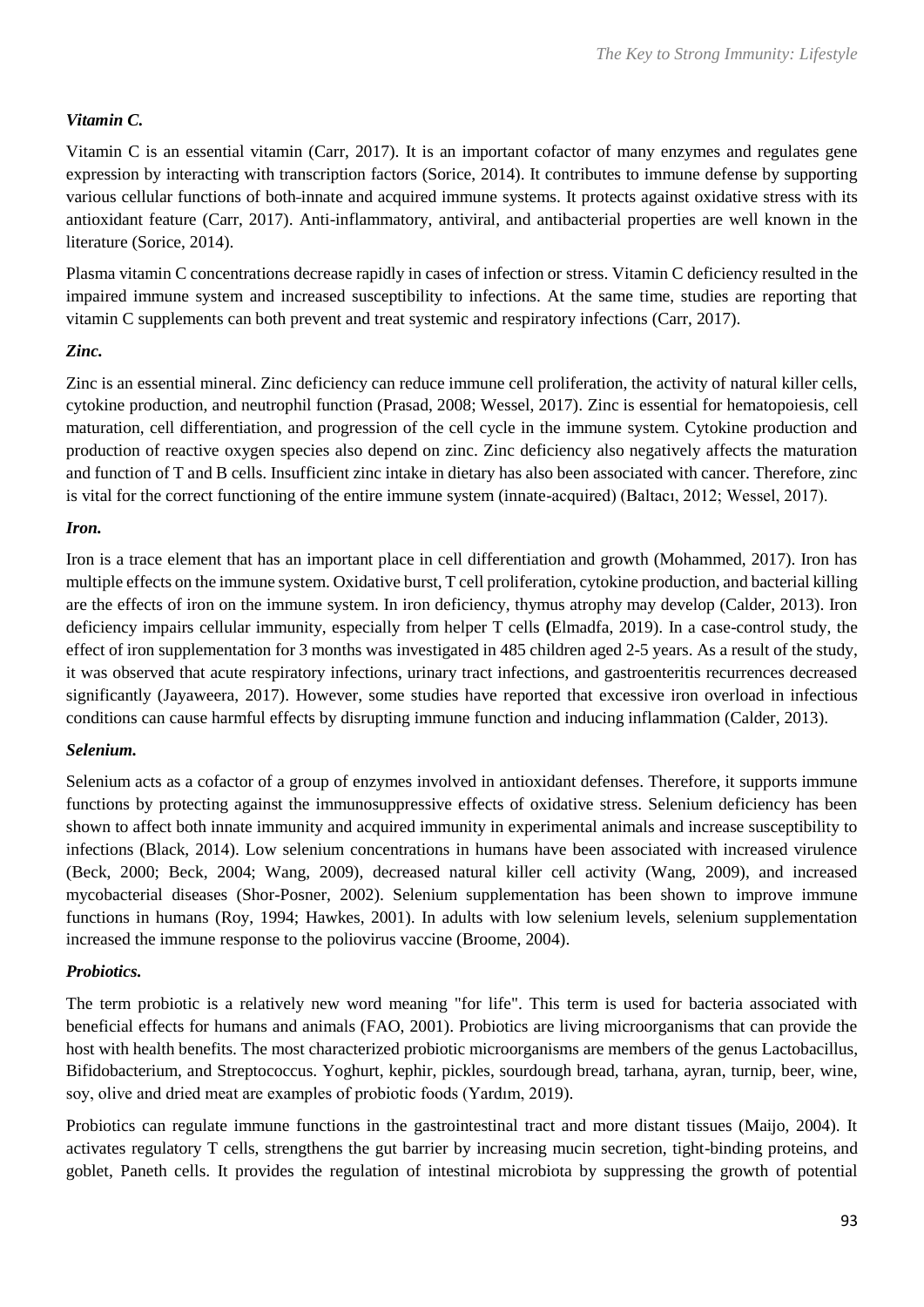### *Vitamin C.*

Vitamin C is an essential vitamin (Carr, 2017). It is an important cofactor of many enzymes and regulates gene expression by interacting with transcription factors (Sorice, 2014). It contributes to immune defense by supporting various cellular functions of both innate and acquired immune systems. It protects against oxidative stress with its antioxidant feature (Carr, 2017). Anti-inflammatory, antiviral, and antibacterial properties are well known in the literature (Sorice, 2014).

Plasma vitamin C concentrations decrease rapidly in cases of infection or stress. Vitamin C deficiency resulted in the impaired immune system and increased susceptibility to infections. At the same time, studies are reporting that vitamin C supplements can both prevent and treat systemic and respiratory infections (Carr, 2017).

### *Zinc.*

Zinc is an essential mineral. Zinc deficiency can reduce immune cell proliferation, the activity of natural killer cells, cytokine production, and neutrophil function (Prasad, 2008; Wessel, 2017). Zinc is essential for hematopoiesis, cell maturation, cell differentiation, and progression of the cell cycle in the immune system. Cytokine production and production of reactive oxygen species also depend on zinc. Zinc deficiency also negatively affects the maturation and function of T and B cells. Insufficient zinc intake in dietary has also been associated with cancer. Therefore, zinc is vital for the correct functioning of the entire immune system (innate-acquired) (Baltacı, 2012; Wessel, 2017).

### *Iron.*

Iron is a trace element that has an important place in cell differentiation and growth (Mohammed, 2017). Iron has multiple effects on the immune system. Oxidative burst, T cell proliferation, cytokine production, and bacterial killing are the effects of iron on the immune system. In iron deficiency, thymus atrophy may develop (Calder, 2013). Iron deficiency impairs cellular immunity, especially from helper T cells (Elmadfa, 2019). In a case-control study, the effect of iron supplementation for 3 months was investigated in 485 children aged 2-5 years. As a result of the study, it was observed that acute respiratory infections, urinary tract infections, and gastroenteritis recurrences decreased significantly (Jayaweera, 2017). However, some studies have reported that excessive iron overload in infectious conditions can cause harmful effects by disrupting immune function and inducing inflammation (Calder, 2013).

### *Selenium.*

Selenium acts as a cofactor of a group of enzymes involved in antioxidant defenses. Therefore, it supports immune functions by protecting against the immunosuppressive effects of oxidative stress. Selenium deficiency has been shown to affect both innate immunity and acquired immunity in experimental animals and increase susceptibility to infections (Black, 2014). Low selenium concentrations in humans have been associated with increased virulence (Beck, 2000; Beck, 2004; Wang, 2009), decreased natural killer cell activity (Wang, 2009), and increased mycobacterial diseases (Shor-Posner, 2002). Selenium supplementation has been shown to improve immune functions in humans (Roy, 1994; Hawkes, 2001). In adults with low selenium levels, selenium supplementation increased the immune response to the poliovirus vaccine (Broome, 2004).

### *Probiotics.*

The term probiotic is a relatively new word meaning "for life". This term is used for bacteria associated with beneficial effects for humans and animals (FAO, 2001). Probiotics are living microorganisms that can provide the host with health benefits. The most characterized probiotic microorganisms are members of the genus Lactobacillus, Bifidobacterium, and Streptococcus. Yoghurt, kephir, pickles, sourdough bread, tarhana, ayran, turnip, beer, wine, soy, olive and dried meat are examples of probiotic foods (Yardım, 2019).

Probiotics can regulate immune functions in the gastrointestinal tract and more distant tissues (Maijo, 2004). It activates regulatory T cells, strengthens the gut barrier by increasing mucin secretion, tight-binding proteins, and goblet, Paneth cells. It provides the regulation of intestinal microbiota by suppressing the growth of potential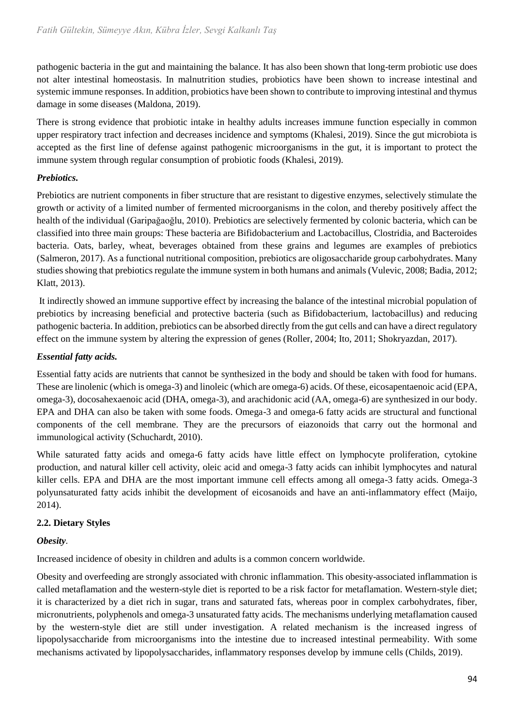pathogenic bacteria in the gut and maintaining the balance. It has also been shown that long-term probiotic use does not alter intestinal homeostasis. In malnutrition studies, probiotics have been shown to increase intestinal and systemic immune responses. In addition, probiotics have been shown to contribute to improving intestinal and thymus damage in some diseases (Maldona, 2019).

There is strong evidence that probiotic intake in healthy adults increases immune function especially in common upper respiratory tract infection and decreases incidence and symptoms (Khalesi, 2019). Since the gut microbiota is accepted as the first line of defense against pathogenic microorganisms in the gut, it is important to protect the immune system through regular consumption of probiotic foods (Khalesi, 2019).

***Prebiotics.***

Prebiotics are nutrient components in fiber structure that are resistant to digestive enzymes, selectively stimulate the growth or activity of a limited number of fermented microorganisms in the colon, and thereby positively affect the health of the individual (Garipağaoğlu, 2010). Prebiotics are selectively fermented by colonic bacteria, which can be classified into three main groups: These bacteria are Bifidobacterium and Lactobacillus, Clostridia, and Bacteroides bacteria. Oats, barley, wheat, beverages obtained from these grains and legumes are examples of prebiotics (Salmeron, 2017). As a functional nutritional composition, prebiotics are oligosaccharide group carbohydrates. Many studies showing that prebiotics regulate the immune system in both humans and animals (Vulevic, 2008; Badia, 2012; Klatt, 2013).

It indirectly showed an immune supportive effect by increasing the balance of the intestinal microbial population of prebiotics by increasing beneficial and protective bacteria (such as Bifidobacterium, lactobacillus) and reducing pathogenic bacteria. In addition, prebiotics can be absorbed directly from the gut cells and can have a direct regulatory effect on the immune system by altering the expression of genes (Roller, 2004; Ito, 2011; Shokryazdan, 2017).

***Essential fatty acids.***

Essential fatty acids are nutrients that cannot be synthesized in the body and should be taken with food for humans. These are linolenic (which is omega-3) and linoleic (which are omega-6) acids. Of these, eicosapentaenoic acid (EPA, omega-3), docosahexaenoic acid (DHA, omega-3), and arachidonic acid (AA, omega-6) are synthesized in our body. EPA and DHA can also be taken with some foods. Omega-3 and omega-6 fatty acids are structural and functional components of the cell membrane. They are the precursors of eiazonoids that carry out the hormonal and immunological activity (Schuchardt, 2010).

While saturated fatty acids and omega-6 fatty acids have little effect on lymphocyte proliferation, cytokine production, and natural killer cell activity, oleic acid and omega-3 fatty acids can inhibit lymphocytes and natural killer cells. EPA and DHA are the most important immune cell effects among all omega-3 fatty acids. Omega-3 polyunsaturated fatty acids inhibit the development of eicosanoids and have an anti-inflammatory effect (Maijo, 2014).

### 2.2. Dietary Styles

***Obesity.***

Increased incidence of obesity in children and adults is a common concern worldwide.

Obesity and overfeeding are strongly associated with chronic inflammation. This obesity-associated inflammation is called metaflamation and the western-style diet is reported to be a risk factor for metaflamation. Western-style diet; it is characterized by a diet rich in sugar, trans and saturated fats, whereas poor in complex carbohydrates, fiber, micronutrients, polyphenols and omega-3 unsaturated fatty acids. The mechanisms underlying metaflamation caused by the western-style diet are still under investigation. A related mechanism is the increased ingress of lipopolysaccharide from microorganisms into the intestine due to increased intestinal permeability. With some mechanisms activated by lipopolysaccharides, inflammatory responses develop by immune cells (Childs, 2019).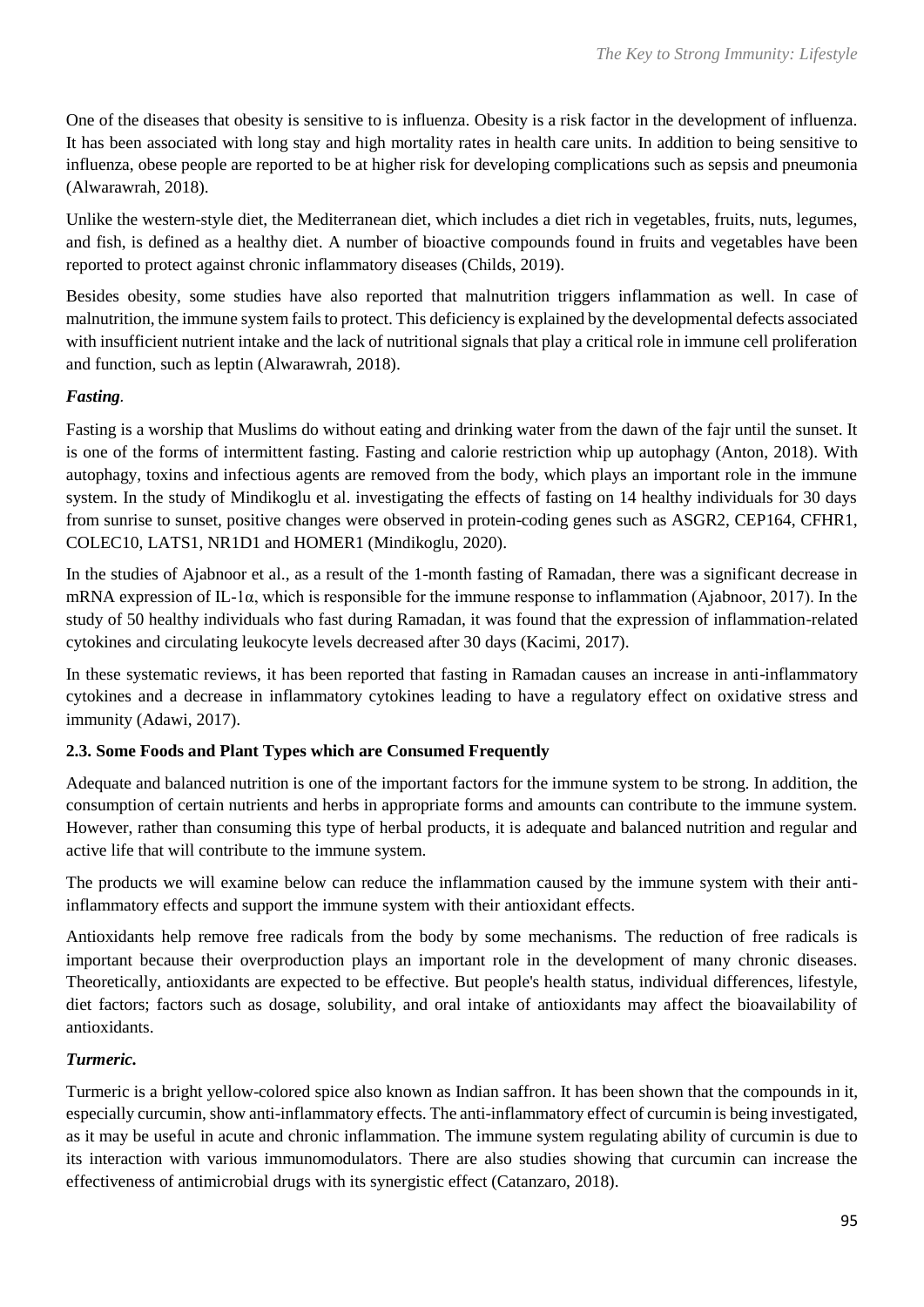One of the diseases that obesity is sensitive to is influenza. Obesity is a risk factor in the development of influenza. It has been associated with long stay and high mortality rates in health care units. In addition to being sensitive to influenza, obese people are reported to be at higher risk for developing complications such as sepsis and pneumonia (Alwarawrah, 2018).

Unlike the western-style diet, the Mediterranean diet, which includes a diet rich in vegetables, fruits, nuts, legumes, and fish, is defined as a healthy diet. A number of bioactive compounds found in fruits and vegetables have been reported to protect against chronic inflammatory diseases (Childs, 2019).

Besides obesity, some studies have also reported that malnutrition triggers inflammation as well. In case of malnutrition, the immune system fails to protect. This deficiency is explained by the developmental defects associated with insufficient nutrient intake and the lack of nutritional signals that play a critical role in immune cell proliferation and function, such as leptin (Alwarawrah, 2018).

***Fasting.***

Fasting is a worship that Muslims do without eating and drinking water from the dawn of the fajr until the sunset. It is one of the forms of intermittent fasting. Fasting and calorie restriction whip up autophagy (Anton, 2018). With autophagy, toxins and infectious agents are removed from the body, which plays an important role in the immune system. In the study of Mindikoglu et al. investigating the effects of fasting on 14 healthy individuals for 30 days from sunrise to sunset, positive changes were observed in protein-coding genes such as ASGR2, CEP164, CFHR1, COLEC10, LATS1, NR1D1 and HOMER1 (Mindikoglu, 2020).

In the studies of Ajabnoor et al., as a result of the 1-month fasting of Ramadan, there was a significant decrease in mRNA expression of IL-1α, which is responsible for the immune response to inflammation (Ajabnoor, 2017). In the study of 50 healthy individuals who fast during Ramadan, it was found that the expression of inflammation-related cytokines and circulating leukocyte levels decreased after 30 days (Kacimi, 2017).

In these systematic reviews, it has been reported that fasting in Ramadan causes an increase in anti-inflammatory cytokines and a decrease in inflammatory cytokines leading to have a regulatory effect on oxidative stress and immunity (Adawi, 2017).

### 2.3. Some Foods and Plant Types which are Consumed Frequently

Adequate and balanced nutrition is one of the important factors for the immune system to be strong. In addition, the consumption of certain nutrients and herbs in appropriate forms and amounts can contribute to the immune system. However, rather than consuming this type of herbal products, it is adequate and balanced nutrition and regular and active life that will contribute to the immune system.

The products we will examine below can reduce the inflammation caused by the immune system with their anti-inflammatory effects and support the immune system with their antioxidant effects.

Antioxidants help remove free radicals from the body by some mechanisms. The reduction of free radicals is important because their overproduction plays an important role in the development of many chronic diseases. Theoretically, antioxidants are expected to be effective. But people's health status, individual differences, lifestyle, diet factors; factors such as dosage, solubility, and oral intake of antioxidants may affect the bioavailability of antioxidants.

***Turmeric.***

Turmeric is a bright yellow-colored spice also known as Indian saffron. It has been shown that the compounds in it, especially curcumin, show anti-inflammatory effects. The anti-inflammatory effect of curcumin is being investigated, as it may be useful in acute and chronic inflammation. The immune system regulating ability of curcumin is due to its interaction with various immunomodulators. There are also studies showing that curcumin can increase the effectiveness of antimicrobial drugs with its synergistic effect (Catanzaro, 2018).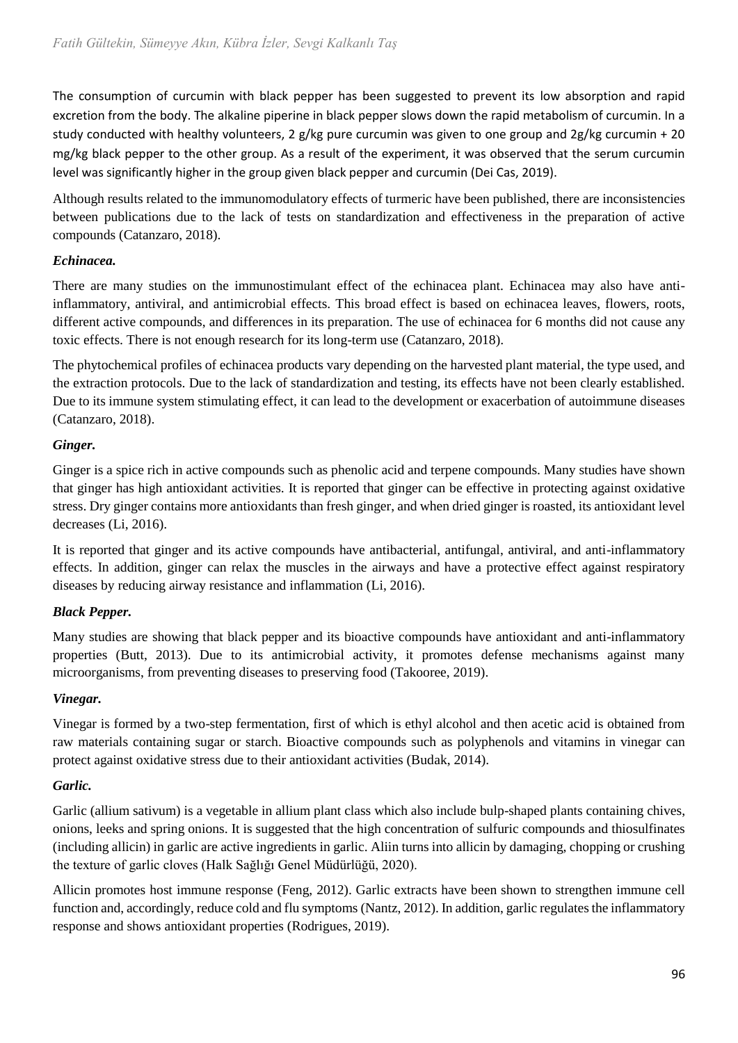The consumption of curcumin with black pepper has been suggested to prevent its low absorption and rapid excretion from the body. The alkaline piperine in black pepper slows down the rapid metabolism of curcumin. In a study conducted with healthy volunteers, 2 g/kg pure curcumin was given to one group and 2g/kg curcumin + 20 mg/kg black pepper to the other group. As a result of the experiment, it was observed that the serum curcumin level was significantly higher in the group given black pepper and curcumin (Dei Cas, 2019).

Although results related to the immunomodulatory effects of turmeric have been published, there are inconsistencies between publications due to the lack of tests on standardization and effectiveness in the preparation of active compounds (Catanzaro, 2018).

### *Echinacea.*

There are many studies on the immunostimulant effect of the echinacea plant. Echinacea may also have anti-inflammatory, antiviral, and antimicrobial effects. This broad effect is based on echinacea leaves, flowers, roots, different active compounds, and differences in its preparation. The use of echinacea for 6 months did not cause any toxic effects. There is not enough research for its long-term use (Catanzaro, 2018).

The phytochemical profiles of echinacea products vary depending on the harvested plant material, the type used, and the extraction protocols. Due to the lack of standardization and testing, its effects have not been clearly established. Due to its immune system stimulating effect, it can lead to the development or exacerbation of autoimmune diseases (Catanzaro, 2018).

### *Ginger.*

Ginger is a spice rich in active compounds such as phenolic acid and terpene compounds. Many studies have shown that ginger has high antioxidant activities. It is reported that ginger can be effective in protecting against oxidative stress. Dry ginger contains more antioxidants than fresh ginger, and when dried ginger is roasted, its antioxidant level decreases (Li, 2016).

It is reported that ginger and its active compounds have antibacterial, antifungal, antiviral, and anti-inflammatory effects. In addition, ginger can relax the muscles in the airways and have a protective effect against respiratory diseases by reducing airway resistance and inflammation (Li, 2016).

### *Black Pepper.*

Many studies are showing that black pepper and its bioactive compounds have antioxidant and anti-inflammatory properties (Butt, 2013). Due to its antimicrobial activity, it promotes defense mechanisms against many microorganisms, from preventing diseases to preserving food (Takooree, 2019).

### *Vinegar.*

Vinegar is formed by a two-step fermentation, first of which is ethyl alcohol and then acetic acid is obtained from raw materials containing sugar or starch. Bioactive compounds such as polyphenols and vitamins in vinegar can protect against oxidative stress due to their antioxidant activities (Budak, 2014).

### *Garlic.*

Garlic (allium sativum) is a vegetable in allium plant class which also include bulp-shaped plants containing chives, onions, leeks and spring onions. It is suggested that the high concentration of sulfuric compounds and thiosulfinates (including allicin) in garlic are active ingredients in garlic. Aliin turns into allicin by damaging, chopping or crushing the texture of garlic cloves (Halk Sağlığı Genel Müdürlüğü, 2020).

Allicin promotes host immune response (Feng, 2012). Garlic extracts have been shown to strengthen immune cell function and, accordingly, reduce cold and flu symptoms (Nantz, 2012). In addition, garlic regulates the inflammatory response and shows antioxidant properties (Rodrigues, 2019).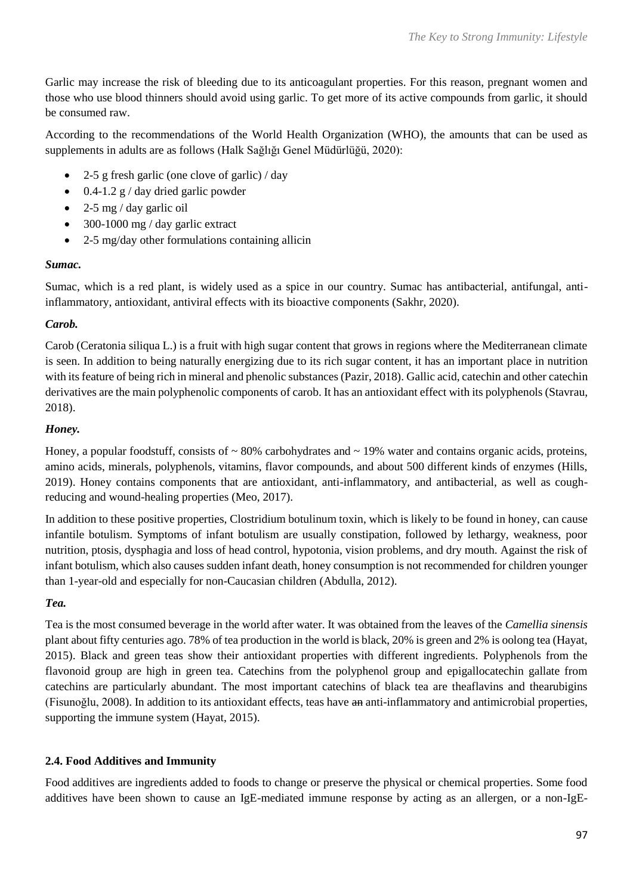Garlic may increase the risk of bleeding due to its anticoagulant properties. For this reason, pregnant women and those who use blood thinners should avoid using garlic. To get more of its active compounds from garlic, it should be consumed raw.

According to the recommendations of the World Health Organization (WHO), the amounts that can be used as supplements in adults are as follows (Halk Sağlığı Genel Müdürlüğü, 2020):

- 2-5 g fresh garlic (one clove of garlic) / day
- 0.4-1.2 g / day dried garlic powder
- 2-5 mg / day garlic oil
- 300-1000 mg / day garlic extract
- 2-5 mg/day other formulations containing allicin

***Sumac.***

Sumac, which is a red plant, is widely used as a spice in our country. Sumac has antibacterial, antifungal, anti-inflammatory, antioxidant, antiviral effects with its bioactive components (Sakhr, 2020).

***Carob.***

Carob (Ceratonia siliqua L.) is a fruit with high sugar content that grows in regions where the Mediterranean climate is seen. In addition to being naturally energizing due to its rich sugar content, it has an important place in nutrition with its feature of being rich in mineral and phenolic substances (Pazir, 2018). Gallic acid, catechin and other catechin derivatives are the main polyphenolic components of carob. It has an antioxidant effect with its polyphenols (Stavrau, 2018).

***Honey.***

Honey, a popular foodstuff, consists of ~ 80% carbohydrates and ~ 19% water and contains organic acids, proteins, amino acids, minerals, polyphenols, vitamins, flavor compounds, and about 500 different kinds of enzymes (Hills, 2019). Honey contains components that are antioxidant, anti-inflammatory, and antibacterial, as well as cough-reducing and wound-healing properties (Meo, 2017).

In addition to these positive properties, Clostridium botulinum toxin, which is likely to be found in honey, can cause infantile botulism. Symptoms of infant botulism are usually constipation, followed by lethargy, weakness, poor nutrition, ptosis, dysphagia and loss of head control, hypotonia, vision problems, and dry mouth. Against the risk of infant botulism, which also causes sudden infant death, honey consumption is not recommended for children younger than 1-year-old and especially for non-Caucasian children (Abdulla, 2012).

***Tea.***

Tea is the most consumed beverage in the world after water. It was obtained from the leaves of the *Camellia sinensis* plant about fifty centuries ago. 78% of tea production in the world is black, 20% is green and 2% is oolong tea (Hayat, 2015). Black and green teas show their antioxidant properties with different ingredients. Polyphenols from the flavonoid group are high in green tea. Catechins from the polyphenol group and epigallocatechin gallate from catechins are particularly abundant. The most important catechins of black tea are theaflavins and thearubigins (Fisunoğlu, 2008). In addition to its antioxidant effects, teas have ~~an~~ anti-inflammatory and antimicrobial properties, supporting the immune system (Hayat, 2015).

#### 2.4. Food Additives and Immunity

Food additives are ingredients added to foods to change or preserve the physical or chemical properties. Some food additives have been shown to cause an IgE-mediated immune response by acting as an allergen, or a non-IgE-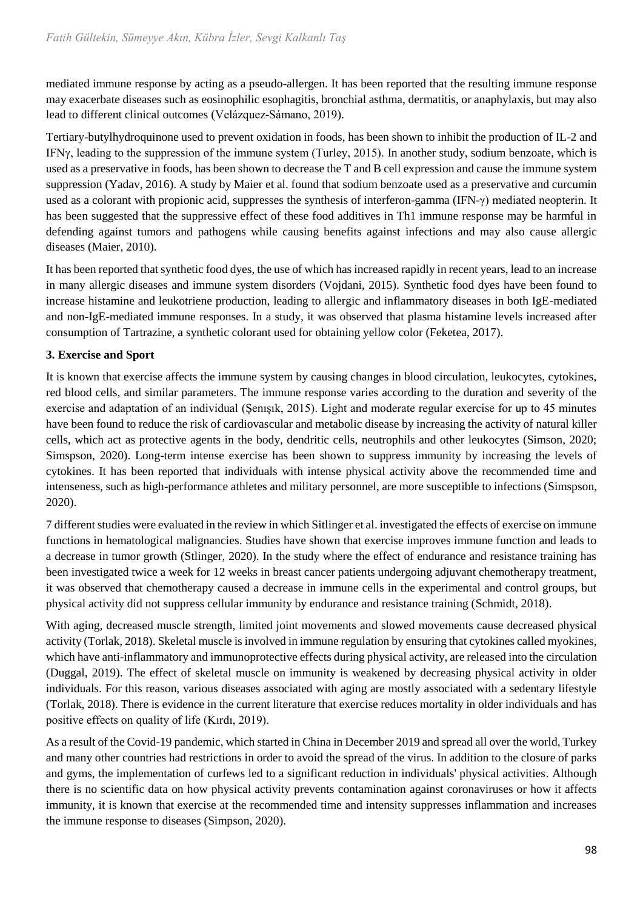mediated immune response by acting as a pseudo-allergen. It has been reported that the resulting immune response may exacerbate diseases such as eosinophilic esophagitis, bronchial asthma, dermatitis, or anaphylaxis, but may also lead to different clinical outcomes (Velázquez-Sámano, 2019).

Tertiary-butylhydroquinone used to prevent oxidation in foods, has been shown to inhibit the production of IL-2 and IFNγ, leading to the suppression of the immune system (Turley, 2015). In another study, sodium benzoate, which is used as a preservative in foods, has been shown to decrease the T and B cell expression and cause the immune system suppression (Yadav, 2016). A study by Maier et al. found that sodium benzoate used as a preservative and curcumin used as a colorant with propionic acid, suppresses the synthesis of interferon-gamma (IFN-γ) mediated neopterin. It has been suggested that the suppressive effect of these food additives in Th1 immune response may be harmful in defending against tumors and pathogens while causing benefits against infections and may also cause allergic diseases (Maier, 2010).

It has been reported that synthetic food dyes, the use of which has increased rapidly in recent years, lead to an increase in many allergic diseases and immune system disorders (Vojdani, 2015). Synthetic food dyes have been found to increase histamine and leukotriene production, leading to allergic and inflammatory diseases in both IgE-mediated and non-IgE-mediated immune responses. In a study, it was observed that plasma histamine levels increased after consumption of Tartrazine, a synthetic colorant used for obtaining yellow color (Feketea, 2017).

**3. Exercise and Sport**

It is known that exercise affects the immune system by causing changes in blood circulation, leukocytes, cytokines, red blood cells, and similar parameters. The immune response varies according to the duration and severity of the exercise and adaptation of an individual (Şenışık, 2015). Light and moderate regular exercise for up to 45 minutes have been found to reduce the risk of cardiovascular and metabolic disease by increasing the activity of natural killer cells, which act as protective agents in the body, dendritic cells, neutrophils and other leukocytes (Simson, 2020; Simspson, 2020). Long-term intense exercise has been shown to suppress immunity by increasing the levels of cytokines. It has been reported that individuals with intense physical activity above the recommended time and intenseness, such as high-performance athletes and military personnel, are more susceptible to infections (Simspson, 2020).

7 different studies were evaluated in the review in which Sitlinger et al. investigated the effects of exercise on immune functions in hematological malignancies. Studies have shown that exercise improves immune function and leads to a decrease in tumor growth (Stlinger, 2020). In the study where the effect of endurance and resistance training has been investigated twice a week for 12 weeks in breast cancer patients undergoing adjuvant chemotherapy treatment, it was observed that chemotherapy caused a decrease in immune cells in the experimental and control groups, but physical activity did not suppress cellular immunity by endurance and resistance training (Schmidt, 2018).

With aging, decreased muscle strength, limited joint movements and slowed movements cause decreased physical activity (Torlak, 2018). Skeletal muscle is involved in immune regulation by ensuring that cytokines called myokines, which have anti-inflammatory and immunoprotective effects during physical activity, are released into the circulation (Duggal, 2019). The effect of skeletal muscle on immunity is weakened by decreasing physical activity in older individuals. For this reason, various diseases associated with aging are mostly associated with a sedentary lifestyle (Torlak, 2018). There is evidence in the current literature that exercise reduces mortality in older individuals and has positive effects on quality of life (Kırdı, 2019).

As a result of the Covid-19 pandemic, which started in China in December 2019 and spread all over the world, Turkey and many other countries had restrictions in order to avoid the spread of the virus. In addition to the closure of parks and gyms, the implementation of curfews led to a significant reduction in individuals' physical activities. Although there is no scientific data on how physical activity prevents contamination against coronaviruses or how it affects immunity, it is known that exercise at the recommended time and intensity suppresses inflammation and increases the immune response to diseases (Simpson, 2020).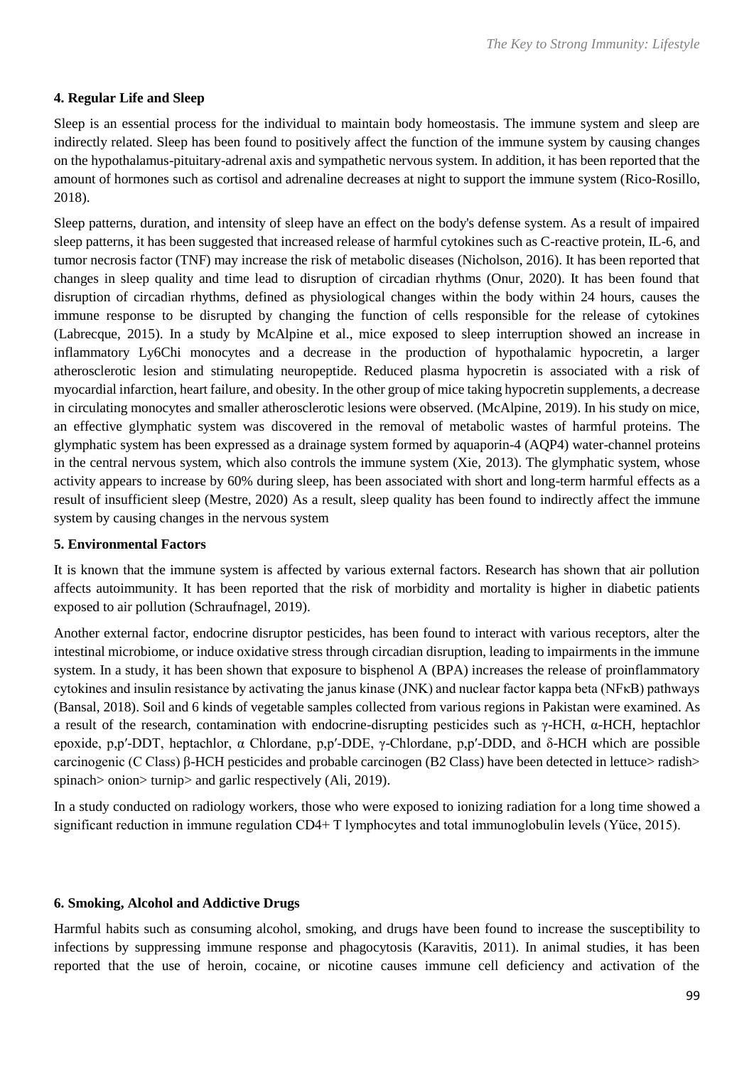### 4. Regular Life and Sleep

Sleep is an essential process for the individual to maintain body homeostasis. The immune system and sleep are indirectly related. Sleep has been found to positively affect the function of the immune system by causing changes on the hypothalamus-pituitary-adrenal axis and sympathetic nervous system. In addition, it has been reported that the amount of hormones such as cortisol and adrenaline decreases at night to support the immune system (Rico-Rosillo, 2018).

Sleep patterns, duration, and intensity of sleep have an effect on the body's defense system. As a result of impaired sleep patterns, it has been suggested that increased release of harmful cytokines such as C-reactive protein, IL-6, and tumor necrosis factor (TNF) may increase the risk of metabolic diseases (Nicholson, 2016). It has been reported that changes in sleep quality and time lead to disruption of circadian rhythms (Onur, 2020). It has been found that disruption of circadian rhythms, defined as physiological changes within the body within 24 hours, causes the immune response to be disrupted by changing the function of cells responsible for the release of cytokines (Labrecque, 2015). In a study by McAlpine et al., mice exposed to sleep interruption showed an increase in inflammatory Ly6Chi monocytes and a decrease in the production of hypothalamic hypocretin, a larger atherosclerotic lesion and stimulating neuropeptide. Reduced plasma hypocretin is associated with a risk of myocardial infarction, heart failure, and obesity. In the other group of mice taking hypocretin supplements, a decrease in circulating monocytes and smaller atherosclerotic lesions were observed. (McAlpine, 2019). In his study on mice, an effective glymphatic system was discovered in the removal of metabolic wastes of harmful proteins. The glymphatic system has been expressed as a drainage system formed by aquaporin-4 (AQP4) water-channel proteins in the central nervous system, which also controls the immune system (Xie, 2013). The glymphatic system, whose activity appears to increase by 60% during sleep, has been associated with short and long-term harmful effects as a result of insufficient sleep (Mestre, 2020) As a result, sleep quality has been found to indirectly affect the immune system by causing changes in the nervous system

### 5. Environmental Factors

It is known that the immune system is affected by various external factors. Research has shown that air pollution affects autoimmunity. It has been reported that the risk of morbidity and mortality is higher in diabetic patients exposed to air pollution (Schraufnagel, 2019).

Another external factor, endocrine disruptor pesticides, has been found to interact with various receptors, alter the intestinal microbiome, or induce oxidative stress through circadian disruption, leading to impairments in the immune system. In a study, it has been shown that exposure to bisphenol A (BPA) increases the release of proinflammatory cytokines and insulin resistance by activating the janus kinase (JNK) and nuclear factor kappa beta (NFκB) pathways (Bansal, 2018). Soil and 6 kinds of vegetable samples collected from various regions in Pakistan were examined. As a result of the research, contamination with endocrine-disrupting pesticides such as γ-HCH, α-HCH, heptachlor epoxide, p,p′-DDT, heptachlor, α Chlordane, p,p′-DDE, γ-Chlordane, p,p′-DDD, and δ-HCH which are possible carcinogenic (C Class) β-HCH pesticides and probable carcinogen (B2 Class) have been detected in lettuce> radish> spinach> onion> turnip> and garlic respectively (Ali, 2019).

In a study conducted on radiology workers, those who were exposed to ionizing radiation for a long time showed a significant reduction in immune regulation CD4+ T lymphocytes and total immunoglobulin levels (Yüce, 2015).

### 6. Smoking, Alcohol and Addictive Drugs

Harmful habits such as consuming alcohol, smoking, and drugs have been found to increase the susceptibility to infections by suppressing immune response and phagocytosis (Karavitis, 2011). In animal studies, it has been reported that the use of heroin, cocaine, or nicotine causes immune cell deficiency and activation of the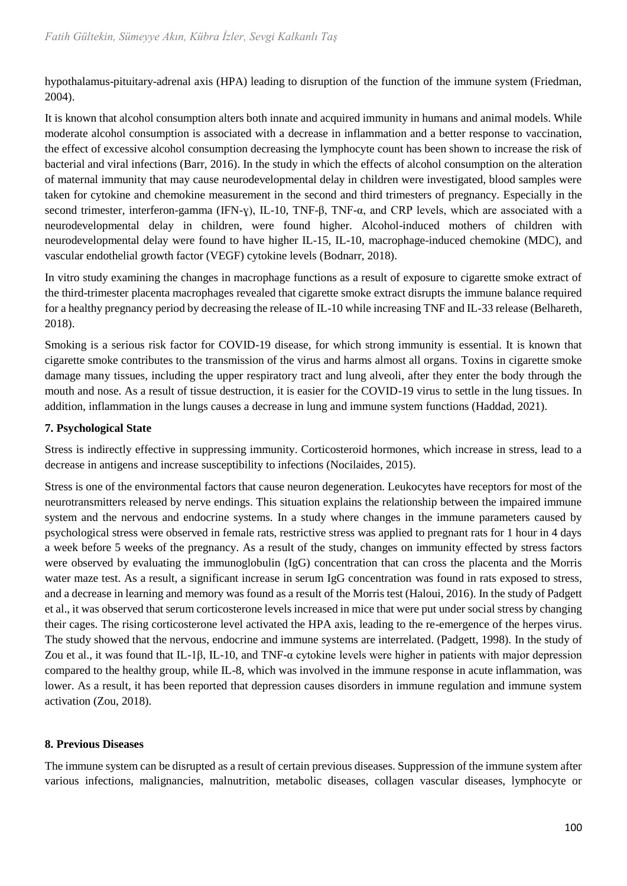hypothalamus-pituitary-adrenal axis (HPA) leading to disruption of the function of the immune system (Friedman, 2004).

It is known that alcohol consumption alters both innate and acquired immunity in humans and animal models. While moderate alcohol consumption is associated with a decrease in inflammation and a better response to vaccination, the effect of excessive alcohol consumption decreasing the lymphocyte count has been shown to increase the risk of bacterial and viral infections (Barr, 2016). In the study in which the effects of alcohol consumption on the alteration of maternal immunity that may cause neurodevelopmental delay in children were investigated, blood samples were taken for cytokine and chemokine measurement in the second and third trimesters of pregnancy. Especially in the second trimester, interferon-gamma (IFN-ɣ), IL-10, TNF-β, TNF-α, and CRP levels, which are associated with a neurodevelopmental delay in children, were found higher. Alcohol-induced mothers of children with neurodevelopmental delay were found to have higher IL-15, IL-10, macrophage-induced chemokine (MDC), and vascular endothelial growth factor (VEGF) cytokine levels (Bodnarr, 2018).

In vitro study examining the changes in macrophage functions as a result of exposure to cigarette smoke extract of the third-trimester placenta macrophages revealed that cigarette smoke extract disrupts the immune balance required for a healthy pregnancy period by decreasing the release of IL-10 while increasing TNF and IL-33 release (Belhareth, 2018).

Smoking is a serious risk factor for COVID-19 disease, for which strong immunity is essential. It is known that cigarette smoke contributes to the transmission of the virus and harms almost all organs. Toxins in cigarette smoke damage many tissues, including the upper respiratory tract and lung alveoli, after they enter the body through the mouth and nose. As a result of tissue destruction, it is easier for the COVID-19 virus to settle in the lung tissues. In addition, inflammation in the lungs causes a decrease in lung and immune system functions (Haddad, 2021).

**7. Psychological State**

Stress is indirectly effective in suppressing immunity. Corticosteroid hormones, which increase in stress, lead to a decrease in antigens and increase susceptibility to infections (Nocilaides, 2015).

Stress is one of the environmental factors that cause neuron degeneration. Leukocytes have receptors for most of the neurotransmitters released by nerve endings. This situation explains the relationship between the impaired immune system and the nervous and endocrine systems. In a study where changes in the immune parameters caused by psychological stress were observed in female rats, restrictive stress was applied to pregnant rats for 1 hour in 4 days a week before 5 weeks of the pregnancy. As a result of the study, changes on immunity effected by stress factors were observed by evaluating the immunoglobulin (IgG) concentration that can cross the placenta and the Morris water maze test. As a result, a significant increase in serum IgG concentration was found in rats exposed to stress, and a decrease in learning and memory was found as a result of the Morris test (Haloui, 2016). In the study of Padgett et al., it was observed that serum corticosterone levels increased in mice that were put under social stress by changing their cages. The rising corticosterone level activated the HPA axis, leading to the re-emergence of the herpes virus. The study showed that the nervous, endocrine and immune systems are interrelated. (Padgett, 1998). In the study of Zou et al., it was found that IL-1β, IL-10, and TNF-α cytokine levels were higher in patients with major depression compared to the healthy group, while IL-8, which was involved in the immune response in acute inflammation, was lower. As a result, it has been reported that depression causes disorders in immune regulation and immune system activation (Zou, 2018).

**8. Previous Diseases**

The immune system can be disrupted as a result of certain previous diseases. Suppression of the immune system after various infections, malignancies, malnutrition, metabolic diseases, collagen vascular diseases, lymphocyte or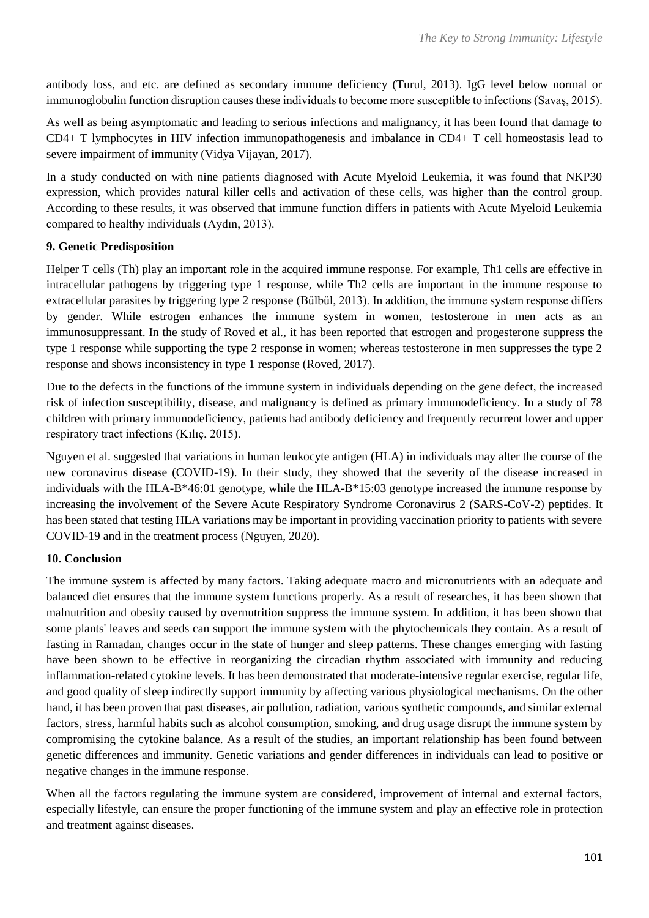antibody loss, and etc. are defined as secondary immune deficiency (Turul, 2013). IgG level below normal or immunoglobulin function disruption causes these individuals to become more susceptible to infections (Savaş, 2015).

As well as being asymptomatic and leading to serious infections and malignancy, it has been found that damage to CD4+ T lymphocytes in HIV infection immunopathogenesis and imbalance in CD4+ T cell homeostasis lead to severe impairment of immunity (Vidya Vijayan, 2017).

In a study conducted on with nine patients diagnosed with Acute Myeloid Leukemia, it was found that NKP30 expression, which provides natural killer cells and activation of these cells, was higher than the control group. According to these results, it was observed that immune function differs in patients with Acute Myeloid Leukemia compared to healthy individuals (Aydın, 2013).

## 9. Genetic Predisposition

Helper T cells (Th) play an important role in the acquired immune response. For example, Th1 cells are effective in intracellular pathogens by triggering type 1 response, while Th2 cells are important in the immune response to extracellular parasites by triggering type 2 response (Bülbül, 2013). In addition, the immune system response differs by gender. While estrogen enhances the immune system in women, testosterone in men acts as an immunosuppressant. In the study of Roved et al., it has been reported that estrogen and progesterone suppress the type 1 response while supporting the type 2 response in women; whereas testosterone in men suppresses the type 2 response and shows inconsistency in type 1 response (Roved, 2017).

Due to the defects in the functions of the immune system in individuals depending on the gene defect, the increased risk of infection susceptibility, disease, and malignancy is defined as primary immunodeficiency. In a study of 78 children with primary immunodeficiency, patients had antibody deficiency and frequently recurrent lower and upper respiratory tract infections (Kılıç, 2015).

Nguyen et al. suggested that variations in human leukocyte antigen (HLA) in individuals may alter the course of the new coronavirus disease (COVID-19). In their study, they showed that the severity of the disease increased in individuals with the HLA-B*46:01 genotype, while the HLA-B*15:03 genotype increased the immune response by increasing the involvement of the Severe Acute Respiratory Syndrome Coronavirus 2 (SARS-CoV-2) peptides. It has been stated that testing HLA variations may be important in providing vaccination priority to patients with severe COVID-19 and in the treatment process (Nguyen, 2020).

## 10. Conclusion

The immune system is affected by many factors. Taking adequate macro and micronutrients with an adequate and balanced diet ensures that the immune system functions properly. As a result of researches, it has been shown that malnutrition and obesity caused by overnutrition suppress the immune system. In addition, it has been shown that some plants' leaves and seeds can support the immune system with the phytochemicals they contain. As a result of fasting in Ramadan, changes occur in the state of hunger and sleep patterns. These changes emerging with fasting have been shown to be effective in reorganizing the circadian rhythm associated with immunity and reducing inflammation-related cytokine levels. It has been demonstrated that moderate-intensive regular exercise, regular life, and good quality of sleep indirectly support immunity by affecting various physiological mechanisms. On the other hand, it has been proven that past diseases, air pollution, radiation, various synthetic compounds, and similar external factors, stress, harmful habits such as alcohol consumption, smoking, and drug usage disrupt the immune system by compromising the cytokine balance. As a result of the studies, an important relationship has been found between genetic differences and immunity. Genetic variations and gender differences in individuals can lead to positive or negative changes in the immune response.

When all the factors regulating the immune system are considered, improvement of internal and external factors, especially lifestyle, can ensure the proper functioning of the immune system and play an effective role in protection and treatment against diseases.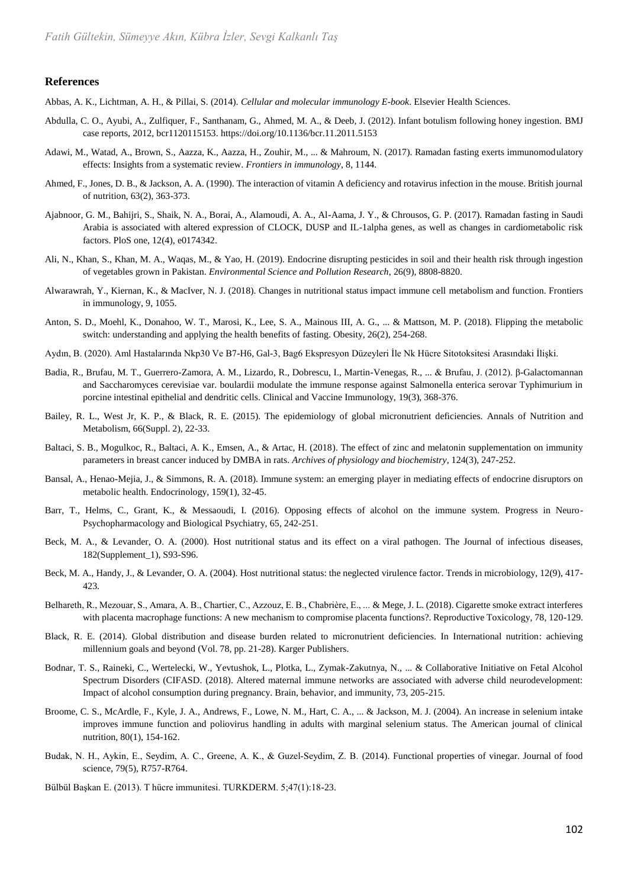## References

Abbas, A. K., Lichtman, A. H., & Pillai, S. (2014). *Cellular and molecular immunology E-book*. Elsevier Health Sciences.

Abdulla, C. O., Ayubi, A., Zulfiquer, F., Santhanam, G., Ahmed, M. A., & Deeb, J. (2012). Infant botulism following honey ingestion. BMJ case reports, 2012, bcr1120115153. https://doi.org/10.1136/bcr.11.2011.5153

Adawi, M., Watad, A., Brown, S., Aazza, K., Aazza, H., Zouhir, M., ... & Mahroum, N. (2017). Ramadan fasting exerts immunomodulatory effects: Insights from a systematic review. *Frontiers in immunology*, 8, 1144.

Ahmed, F., Jones, D. B., & Jackson, A. A. (1990). The interaction of vitamin A deficiency and rotavirus infection in the mouse. British journal of nutrition, 63(2), 363-373.

Ajabnoor, G. M., Bahijri, S., Shaik, N. A., Borai, A., Alamoudi, A. A., Al-Aama, J. Y., & Chrousos, G. P. (2017). Ramadan fasting in Saudi Arabia is associated with altered expression of CLOCK, DUSP and IL-1alpha genes, as well as changes in cardiometabolic risk factors. PloS one, 12(4), e0174342.

Ali, N., Khan, S., Khan, M. A., Waqas, M., & Yao, H. (2019). Endocrine disrupting pesticides in soil and their health risk through ingestion of vegetables grown in Pakistan. *Environmental Science and Pollution Research*, 26(9), 8808-8820.

Alwarawrah, Y., Kiernan, K., & MacIver, N. J. (2018). Changes in nutritional status impact immune cell metabolism and function. Frontiers in immunology, 9, 1055.

Anton, S. D., Moehl, K., Donahoo, W. T., Marosi, K., Lee, S. A., Mainous III, A. G., ... & Mattson, M. P. (2018). Flipping the metabolic switch: understanding and applying the health benefits of fasting. Obesity, 26(2), 254-268.

Aydın, B. (2020). Aml Hastalarında Nkp30 Ve B7-H6, Gal-3, Bag6 Ekspresyon Düzeyleri İle Nk Hücre Sitotoksitesi Arasındaki İlişki.

Badia, R., Brufau, M. T., Guerrero-Zamora, A. M., Lizardo, R., Dobrescu, I., Martin-Venegas, R., ... & Brufau, J. (2012). β-Galactomannan and Saccharomyces cerevisiae var. boulardii modulate the immune response against Salmonella enterica serovar Typhimurium in porcine intestinal epithelial and dendritic cells. Clinical and Vaccine Immunology, 19(3), 368-376.

Bailey, R. L., West Jr, K. P., & Black, R. E. (2015). The epidemiology of global micronutrient deficiencies. Annals of Nutrition and Metabolism, 66(Suppl. 2), 22-33.

Baltaci, S. B., Mogulkoc, R., Baltaci, A. K., Emsen, A., & Artac, H. (2018). The effect of zinc and melatonin supplementation on immunity parameters in breast cancer induced by DMBA in rats. *Archives of physiology and biochemistry*, 124(3), 247-252.

Bansal, A., Henao-Mejia, J., & Simmons, R. A. (2018). Immune system: an emerging player in mediating effects of endocrine disruptors on metabolic health. Endocrinology, 159(1), 32-45.

Barr, T., Helms, C., Grant, K., & Messaoudi, I. (2016). Opposing effects of alcohol on the immune system. Progress in Neuro-Psychopharmacology and Biological Psychiatry, 65, 242-251.

Beck, M. A., & Levander, O. A. (2000). Host nutritional status and its effect on a viral pathogen. The Journal of infectious diseases, 182(Supplement_1), S93-S96.

Beck, M. A., Handy, J., & Levander, O. A. (2004). Host nutritional status: the neglected virulence factor. Trends in microbiology, 12(9), 417-423.

Belhareth, R., Mezouar, S., Amara, A. B., Chartier, C., Azzouz, E. B., Chabrière, E., ... & Mege, J. L. (2018). Cigarette smoke extract interferes with placenta macrophage functions: A new mechanism to compromise placenta functions?. Reproductive Toxicology, 78, 120-129.

Black, R. E. (2014). Global distribution and disease burden related to micronutrient deficiencies. In International nutrition: achieving millennium goals and beyond (Vol. 78, pp. 21-28). Karger Publishers.

Bodnar, T. S., Raineki, C., Wertelecki, W., Yevtushok, L., Plotka, L., Zymak-Zakutnya, N., ... & Collaborative Initiative on Fetal Alcohol Spectrum Disorders (CIFASD. (2018). Altered maternal immune networks are associated with adverse child neurodevelopment: Impact of alcohol consumption during pregnancy. Brain, behavior, and immunity, 73, 205-215.

Broome, C. S., McArdle, F., Kyle, J. A., Andrews, F., Lowe, N. M., Hart, C. A., ... & Jackson, M. J. (2004). An increase in selenium intake improves immune function and poliovirus handling in adults with marginal selenium status. The American journal of clinical nutrition, 80(1), 154-162.

Budak, N. H., Aykin, E., Seydim, A. C., Greene, A. K., & Guzel-Seydim, Z. B. (2014). Functional properties of vinegar. Journal of food science, 79(5), R757-R764.

Bülbül Başkan E. (2013). T hücre immunitesi. TURKDERM. 5;47(1):18-23.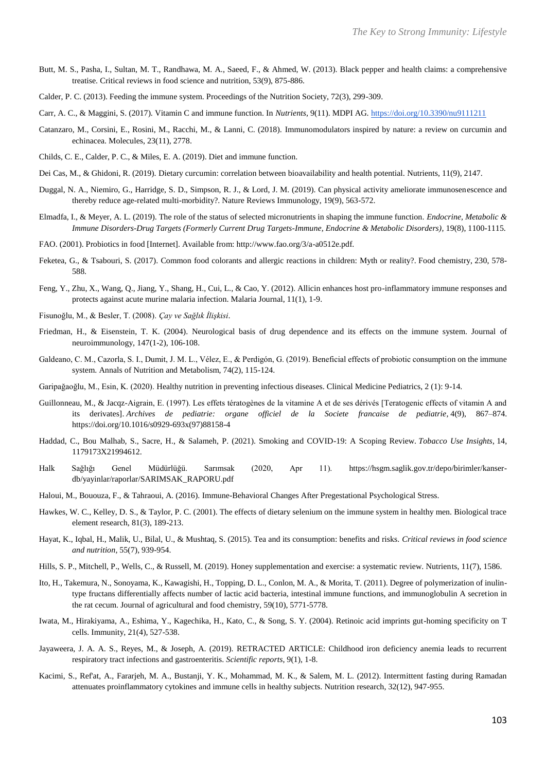Butt, M. S., Pasha, I., Sultan, M. T., Randhawa, M. A., Saeed, F., & Ahmed, W. (2013). Black pepper and health claims: a comprehensive treatise. Critical reviews in food science and nutrition, 53(9), 875-886.

Calder, P. C. (2013). Feeding the immune system. Proceedings of the Nutrition Society, 72(3), 299-309.

Carr, A. C., & Maggini, S. (2017). Vitamin C and immune function. In *Nutrients*, 9(11). MDPI AG. https://doi.org/10.3390/nu9111211

Catanzaro, M., Corsini, E., Rosini, M., Racchi, M., & Lanni, C. (2018). Immunomodulators inspired by nature: a review on curcumin and echinacea. Molecules, 23(11), 2778.

Childs, C. E., Calder, P. C., & Miles, E. A. (2019). Diet and immune function.

Dei Cas, M., & Ghidoni, R. (2019). Dietary curcumin: correlation between bioavailability and health potential. Nutrients, 11(9), 2147.

Duggal, N. A., Niemiro, G., Harridge, S. D., Simpson, R. J., & Lord, J. M. (2019). Can physical activity ameliorate immunosenescence and thereby reduce age-related multi-morbidity?. Nature Reviews Immunology, 19(9), 563-572.

Elmadfa, I., & Meyer, A. L. (2019). The role of the status of selected micronutrients in shaping the immune function. *Endocrine, Metabolic & Immune Disorders-Drug Targets (Formerly Current Drug Targets-Immune, Endocrine & Metabolic Disorders)*, 19(8), 1100-1115.

FAO. (2001). Probiotics in food [Internet]. Available from: http://www.fao.org/3/a-a0512e.pdf.

Feketea, G., & Tsabouri, S. (2017). Common food colorants and allergic reactions in children: Myth or reality?. Food chemistry, 230, 578-588.

Feng, Y., Zhu, X., Wang, Q., Jiang, Y., Shang, H., Cui, L., & Cao, Y. (2012). Allicin enhances host pro-inflammatory immune responses and protects against acute murine malaria infection. Malaria Journal, 11(1), 1-9.

Fisunoğlu, M., & Besler, T. (2008). *Çay ve Sağlık İlişkisi*.

Friedman, H., & Eisenstein, T. K. (2004). Neurological basis of drug dependence and its effects on the immune system. Journal of neuroimmunology, 147(1-2), 106-108.

Galdeano, C. M., Cazorla, S. I., Dumit, J. M. L., Vélez, E., & Perdigón, G. (2019). Beneficial effects of probiotic consumption on the immune system. Annals of Nutrition and Metabolism, 74(2), 115-124.

Garipağaoğlu, M., Esin, K. (2020). Healthy nutrition in preventing infectious diseases. Clinical Medicine Pediatrics, 2 (1): 9-14.

Guillonneau, M., & Jacqz-Aigrain, E. (1997). Les effets tératogènes de la vitamine A et de ses dérivés [Teratogenic effects of vitamin A and its derivates]. *Archives de pediatrie: organe officiel de la Societe francaise de pediatrie*, 4(9), 867–874. https://doi.org/10.1016/s0929-693x(97)88158-4

Haddad, C., Bou Malhab, S., Sacre, H., & Salameh, P. (2021). Smoking and COVID-19: A Scoping Review. *Tobacco Use Insights*, 14, 1179173X21994612.

Halk Sağlığı Genel Müdürlüğü. Sarımsak (2020, Apr 11). https://hsgm.saglik.gov.tr/depo/birimler/kanser-db/yayinlar/raporlar/SARIMSAK_RAPORU.pdf

Haloui, M., Bououza, F., & Tahraoui, A. (2016). Immune-Behavioral Changes After Pregestational Psychological Stress.

Hawkes, W. C., Kelley, D. S., & Taylor, P. C. (2001). The effects of dietary selenium on the immune system in healthy men. Biological trace element research, 81(3), 189-213.

Hayat, K., Iqbal, H., Malik, U., Bilal, U., & Mushtaq, S. (2015). Tea and its consumption: benefits and risks. *Critical reviews in food science and nutrition*, 55(7), 939-954.

Hills, S. P., Mitchell, P., Wells, C., & Russell, M. (2019). Honey supplementation and exercise: a systematic review. Nutrients, 11(7), 1586.

Ito, H., Takemura, N., Sonoyama, K., Kawagishi, H., Topping, D. L., Conlon, M. A., & Morita, T. (2011). Degree of polymerization of inulin-type fructans differentially affects number of lactic acid bacteria, intestinal immune functions, and immunoglobulin A secretion in the rat cecum. Journal of agricultural and food chemistry, 59(10), 5771-5778.

Iwata, M., Hirakiyama, A., Eshima, Y., Kagechika, H., Kato, C., & Song, S. Y. (2004). Retinoic acid imprints gut-homing specificity on T cells. Immunity, 21(4), 527-538.

Jayaweera, J. A. A. S., Reyes, M., & Joseph, A. (2019). RETRACTED ARTICLE: Childhood iron deficiency anemia leads to recurrent respiratory tract infections and gastroenteritis. *Scientific reports*, 9(1), 1-8.

Kacimi, S., Ref'at, A., Fararjeh, M. A., Bustanji, Y. K., Mohammad, M. K., & Salem, M. L. (2012). Intermittent fasting during Ramadan attenuates proinflammatory cytokines and immune cells in healthy subjects. Nutrition research, 32(12), 947-955.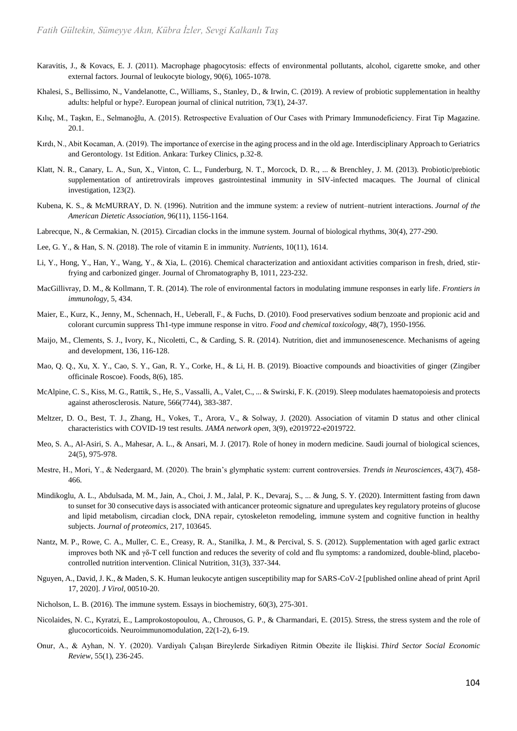Karavitis, J., & Kovacs, E. J. (2011). Macrophage phagocytosis: effects of environmental pollutants, alcohol, cigarette smoke, and other external factors. Journal of leukocyte biology, 90(6), 1065-1078.

Khalesi, S., Bellissimo, N., Vandelanotte, C., Williams, S., Stanley, D., & Irwin, C. (2019). A review of probiotic supplementation in healthy adults: helpful or hype?. European journal of clinical nutrition, 73(1), 24-37.

Kılıç, M., Taşkın, E., Selmanoğlu, A. (2015). Retrospective Evaluation of Our Cases with Primary Immunodeficiency. Firat Tip Magazine. 20.1.

Kırdı, N., Abit Kocaman, A. (2019). The importance of exercise in the aging process and in the old age. Interdisciplinary Approach to Geriatrics and Gerontology. 1st Edition. Ankara: Turkey Clinics, p.32-8.

Klatt, N. R., Canary, L. A., Sun, X., Vinton, C. L., Funderburg, N. T., Morcock, D. R., ... & Brenchley, J. M. (2013). Probiotic/prebiotic supplementation of antiretrovirals improves gastrointestinal immunity in SIV-infected macaques. The Journal of clinical investigation, 123(2).

Kubena, K. S., & McMURRAY, D. N. (1996). Nutrition and the immune system: a review of nutrient–nutrient interactions. *Journal of the American Dietetic Association*, 96(11), 1156-1164.

Labrecque, N., & Cermakian, N. (2015). Circadian clocks in the immune system. Journal of biological rhythms, 30(4), 277-290.

Lee, G. Y., & Han, S. N. (2018). The role of vitamin E in immunity. *Nutrients*, 10(11), 1614.

Li, Y., Hong, Y., Han, Y., Wang, Y., & Xia, L. (2016). Chemical characterization and antioxidant activities comparison in fresh, dried, stir-frying and carbonized ginger. Journal of Chromatography B, 1011, 223-232.

MacGillivray, D. M., & Kollmann, T. R. (2014). The role of environmental factors in modulating immune responses in early life. *Frontiers in immunology*, 5, 434.

Maier, E., Kurz, K., Jenny, M., Schennach, H., Ueberall, F., & Fuchs, D. (2010). Food preservatives sodium benzoate and propionic acid and colorant curcumin suppress Th1-type immune response in vitro. *Food and chemical toxicology*, 48(7), 1950-1956.

Maijo, M., Clements, S. J., Ivory, K., Nicoletti, C., & Carding, S. R. (2014). Nutrition, diet and immunosenescence. Mechanisms of ageing and development, 136, 116-128.

Mao, Q. Q., Xu, X. Y., Cao, S. Y., Gan, R. Y., Corke, H., & Li, H. B. (2019). Bioactive compounds and bioactivities of ginger (Zingiber officinale Roscoe). Foods, 8(6), 185.

McAlpine, C. S., Kiss, M. G., Rattik, S., He, S., Vassalli, A., Valet, C., ... & Swirski, F. K. (2019). Sleep modulates haematopoiesis and protects against atherosclerosis. Nature, 566(7744), 383-387.

Meltzer, D. O., Best, T. J., Zhang, H., Vokes, T., Arora, V., & Solway, J. (2020). Association of vitamin D status and other clinical characteristics with COVID-19 test results. *JAMA network open*, 3(9), e2019722-e2019722.

Meo, S. A., Al-Asiri, S. A., Mahesar, A. L., & Ansari, M. J. (2017). Role of honey in modern medicine. Saudi journal of biological sciences, 24(5), 975-978.

Mestre, H., Mori, Y., & Nedergaard, M. (2020). The brain's glymphatic system: current controversies. *Trends in Neurosciences*, 43(7), 458-466.

Mindikoglu, A. L., Abdulsada, M. M., Jain, A., Choi, J. M., Jalal, P. K., Devaraj, S., ... & Jung, S. Y. (2020). Intermittent fasting from dawn to sunset for 30 consecutive days is associated with anticancer proteomic signature and upregulates key regulatory proteins of glucose and lipid metabolism, circadian clock, DNA repair, cytoskeleton remodeling, immune system and cognitive function in healthy subjects. *Journal of proteomics*, 217, 103645.

Nantz, M. P., Rowe, C. A., Muller, C. E., Creasy, R. A., Stanilka, J. M., & Percival, S. S. (2012). Supplementation with aged garlic extract improves both NK and γδ-T cell function and reduces the severity of cold and flu symptoms: a randomized, double-blind, placebo-controlled nutrition intervention. Clinical Nutrition, 31(3), 337-344.

Nguyen, A., David, J. K., & Maden, S. K. Human leukocyte antigen susceptibility map for SARS-CoV-2 [published online ahead of print April 17, 2020]. *J Virol*, 00510-20.

Nicholson, L. B. (2016). The immune system. Essays in biochemistry, 60(3), 275-301.

Nicolaides, N. C., Kyratzi, E., Lamprokostopoulou, A., Chrousos, G. P., & Charmandari, E. (2015). Stress, the stress system and the role of glucocorticoids. Neuroimmunomodulation, 22(1-2), 6-19.

Onur, A., & Ayhan, N. Y. (2020). Vardiyalı Çalışan Bireylerde Sirkadiyen Ritmin Obezite ile İlişkisi. *Third Sector Social Economic Review*, 55(1), 236-245.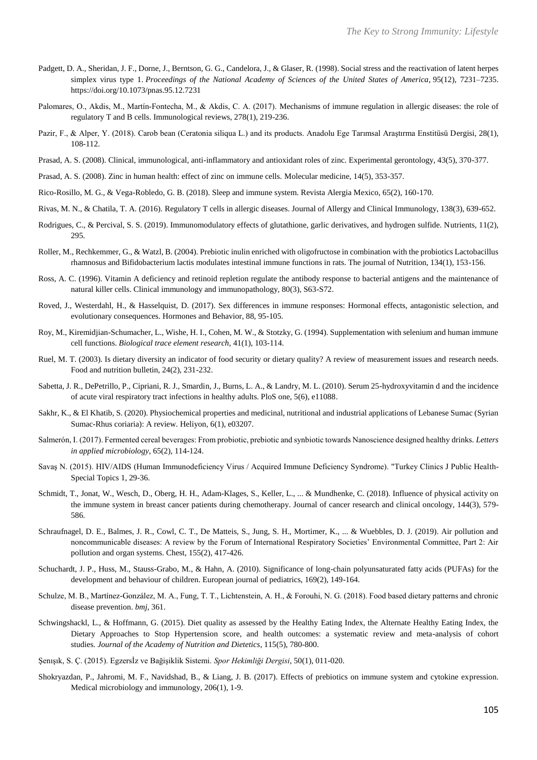Padgett, D. A., Sheridan, J. F., Dorne, J., Berntson, G. G., Candelora, J., & Glaser, R. (1998). Social stress and the reactivation of latent herpes simplex virus type 1. *Proceedings of the National Academy of Sciences of the United States of America*, 95(12), 7231–7235. https://doi.org/10.1073/pnas.95.12.7231

Palomares, O., Akdis, M., Martín-Fontecha, M., & Akdis, C. A. (2017). Mechanisms of immune regulation in allergic diseases: the role of regulatory T and B cells. Immunological reviews, 278(1), 219-236.

Pazir, F., & Alper, Y. (2018). Carob bean (Ceratonia siliqua L.) and its products. Anadolu Ege Tarımsal Araştırma Enstitüsü Dergisi, 28(1), 108-112.

Prasad, A. S. (2008). Clinical, immunological, anti-inflammatory and antioxidant roles of zinc. Experimental gerontology, 43(5), 370-377.

Prasad, A. S. (2008). Zinc in human health: effect of zinc on immune cells. Molecular medicine, 14(5), 353-357.

Rico-Rosillo, M. G., & Vega-Robledo, G. B. (2018). Sleep and immune system. Revista Alergia Mexico, 65(2), 160-170.

Rivas, M. N., & Chatila, T. A. (2016). Regulatory T cells in allergic diseases. Journal of Allergy and Clinical Immunology, 138(3), 639-652.

Rodrigues, C., & Percival, S. S. (2019). Immunomodulatory effects of glutathione, garlic derivatives, and hydrogen sulfide. Nutrients, 11(2), 295.

Roller, M., Rechkemmer, G., & Watzl, B. (2004). Prebiotic inulin enriched with oligofructose in combination with the probiotics Lactobacillus rhamnosus and Bifidobacterium lactis modulates intestinal immune functions in rats. The journal of Nutrition, 134(1), 153-156.

Ross, A. C. (1996). Vitamin A deficiency and retinoid repletion regulate the antibody response to bacterial antigens and the maintenance of natural killer cells. Clinical immunology and immunopathology, 80(3), S63-S72.

Roved, J., Westerdahl, H., & Hasselquist, D. (2017). Sex differences in immune responses: Hormonal effects, antagonistic selection, and evolutionary consequences. Hormones and Behavior, 88, 95-105.

Roy, M., Kiremidjian-Schumacher, L., Wishe, H. I., Cohen, M. W., & Stotzky, G. (1994). Supplementation with selenium and human immune cell functions. *Biological trace element research*, 41(1), 103-114.

Ruel, M. T. (2003). Is dietary diversity an indicator of food security or dietary quality? A review of measurement issues and research needs. Food and nutrition bulletin, 24(2), 231-232.

Sabetta, J. R., DePetrillo, P., Cipriani, R. J., Smardin, J., Burns, L. A., & Landry, M. L. (2010). Serum 25-hydroxyvitamin d and the incidence of acute viral respiratory tract infections in healthy adults. PloS one, 5(6), e11088.

Sakhr, K., & El Khatib, S. (2020). Physiochemical properties and medicinal, nutritional and industrial applications of Lebanese Sumac (Syrian Sumac-Rhus coriaria): A review. Heliyon, 6(1), e03207.

Salmerón, I. (2017). Fermented cereal beverages: From probiotic, prebiotic and synbiotic towards Nanoscience designed healthy drinks. *Letters in applied microbiology*, 65(2), 114-124.

Savaş N. (2015). HIV/AIDS (Human Immunodeficiency Virus / Acquired Immune Deficiency Syndrome). "Turkey Clinics J Public Health-Special Topics 1, 29-36.

Schmidt, T., Jonat, W., Wesch, D., Oberg, H. H., Adam-Klages, S., Keller, L., ... & Mundhenke, C. (2018). Influence of physical activity on the immune system in breast cancer patients during chemotherapy. Journal of cancer research and clinical oncology, 144(3), 579-586.

Schraufnagel, D. E., Balmes, J. R., Cowl, C. T., De Matteis, S., Jung, S. H., Mortimer, K., ... & Wuebbles, D. J. (2019). Air pollution and noncommunicable diseases: A review by the Forum of International Respiratory Societies' Environmental Committee, Part 2: Air pollution and organ systems. Chest, 155(2), 417-426.

Schuchardt, J. P., Huss, M., Stauss-Grabo, M., & Hahn, A. (2010). Significance of long-chain polyunsaturated fatty acids (PUFAs) for the development and behaviour of children. European journal of pediatrics, 169(2), 149-164.

Schulze, M. B., Martínez-González, M. A., Fung, T. T., Lichtenstein, A. H., & Forouhi, N. G. (2018). Food based dietary patterns and chronic disease prevention. *bmj*, 361.

Schwingshackl, L., & Hoffmann, G. (2015). Diet quality as assessed by the Healthy Eating Index, the Alternate Healthy Eating Index, the Dietary Approaches to Stop Hypertension score, and health outcomes: a systematic review and meta-analysis of cohort studies. *Journal of the Academy of Nutrition and Dietetics*, 115(5), 780-800.

Şenışık, S. Ç. (2015). Egzersİz ve Bağişiklik Sistemi. *Spor Hekimliği Dergisi*, 50(1), 011-020.

Shokryazdan, P., Jahromi, M. F., Navidshad, B., & Liang, J. B. (2017). Effects of prebiotics on immune system and cytokine expression. Medical microbiology and immunology, 206(1), 1-9.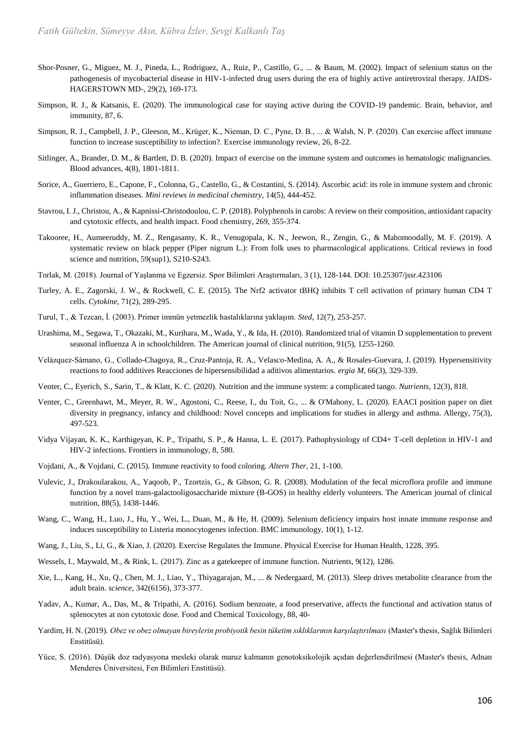Shor-Posner, G., Miguez, M. J., Pineda, L., Rodriguez, A., Ruiz, P., Castillo, G., ... & Baum, M. (2002). Impact of selenium status on the pathogenesis of mycobacterial disease in HIV-1-infected drug users during the era of highly active antiretroviral therapy. JAIDS-HAGERSTOWN MD-, 29(2), 169-173.

Simpson, R. J., & Katsanis, E. (2020). The immunological case for staying active during the COVID-19 pandemic. Brain, behavior, and immunity, 87, 6.

Simpson, R. J., Campbell, J. P., Gleeson, M., Krüger, K., Nieman, D. C., Pyne, D. B., ... & Walsh, N. P. (2020). Can exercise affect immune function to increase susceptibility to infection?. Exercise immunology review, 26, 8-22.

Sitlinger, A., Brander, D. M., & Bartlett, D. B. (2020). Impact of exercise on the immune system and outcomes in hematologic malignancies. Blood advances, 4(8), 1801-1811.

Sorice, A., Guerriero, E., Capone, F., Colonna, G., Castello, G., & Costantini, S. (2014). Ascorbic acid: its role in immune system and chronic inflammation diseases. *Mini reviews in medicinal chemistry*, 14(5), 444-452.

Stavrou, I. J., Christou, A., & Kapnissi-Christodoulou, C. P. (2018). Polyphenols in carobs: A review on their composition, antioxidant capacity and cytotoxic effects, and health impact. Food chemistry, 269, 355-374.

Takooree, H., Aumeeruddy, M. Z., Rengasamy, K. R., Venugopala, K. N., Jeewon, R., Zengin, G., & Mahomoodally, M. F. (2019). A systematic review on black pepper (Piper nigrum L.): From folk uses to pharmacological applications. Critical reviews in food science and nutrition, 59(sup1), S210-S243.

Torlak, M. (2018). Journal of Yaşlanma ve Egzersiz. Spor Bilimleri Araştırmaları, 3 (1), 128-144. DOI: 10.25307/jssr.423106

Turley, A. E., Zagorski, J. W., & Rockwell, C. E. (2015). The Nrf2 activator tBHQ inhibits T cell activation of primary human CD4 T cells. *Cytokine*, 71(2), 289-295.

Turul, T., & Tezcan, İ. (2003). Primer immün yetmezlik hastalıklarına yaklaşım. *Sted*, 12(7), 253-257.

Urashima, M., Segawa, T., Okazaki, M., Kurihara, M., Wada, Y., & Ida, H. (2010). Randomized trial of vitamin D supplementation to prevent seasonal influenza A in schoolchildren. The American journal of clinical nutrition, 91(5), 1255-1260.

Velázquez-Sámano, G., Collado-Chagoya, R., Cruz-Pantoja, R. A., Velasco-Medina, A. A., & Rosales-Guevara, J. (2019). Hypersensitivity reactions to food additives Reacciones de hipersensibilidad a aditivos alimentarios. *ergia M*, 66(3), 329-339.

Venter, C., Eyerich, S., Sarin, T., & Klatt, K. C. (2020). Nutrition and the immune system: a complicated tango. *Nutrients*, 12(3), 818.

Venter, C., Greenhawt, M., Meyer, R. W., Agostoni, C., Reese, I., du Toit, G., ... & O'Mahony, L. (2020). EAACI position paper on diet diversity in pregnancy, infancy and childhood: Novel concepts and implications for studies in allergy and asthma. Allergy, 75(3), 497-523.

Vidya Vijayan, K. K., Karthigeyan, K. P., Tripathi, S. P., & Hanna, L. E. (2017). Pathophysiology of CD4+ T-cell depletion in HIV-1 and HIV-2 infections. Frontiers in immunology, 8, 580.

Vojdani, A., & Vojdani, C. (2015). Immune reactivity to food coloring. *Altern Ther*, 21, 1-100.

Vulevic, J., Drakoularakou, A., Yaqoob, P., Tzortzis, G., & Gibson, G. R. (2008). Modulation of the fecal microflora profile and immune function by a novel trans-galactooligosaccharide mixture (B-GOS) in healthy elderly volunteers. The American journal of clinical nutrition, 88(5), 1438-1446.

Wang, C., Wang, H., Luo, J., Hu, Y., Wei, L., Duan, M., & He, H. (2009). Selenium deficiency impairs host innate immune response and induces susceptibility to Listeria monocytogenes infection. BMC immunology, 10(1), 1-12.

Wang, J., Liu, S., Li, G., & Xiao, J. (2020). Exercise Regulates the Immune. Physical Exercise for Human Health, 1228, 395.

Wessels, I., Maywald, M., & Rink, L. (2017). Zinc as a gatekeeper of immune function. Nutrients, 9(12), 1286.

Xie, L., Kang, H., Xu, Q., Chen, M. J., Liao, Y., Thiyagarajan, M., ... & Nedergaard, M. (2013). Sleep drives metabolite clearance from the adult brain. *science*, 342(6156), 373-377.

Yadav, A., Kumar, A., Das, M., & Tripathi, A. (2016). Sodium benzoate, a food preservative, affects the functional and activation status of splenocytes at non cytotoxic dose. Food and Chemical Toxicology, 88, 40-

Yardim, H. N. (2019). *Obez ve obez olmayan bireylerin probiyotik besin tüketim sıklıklarının karşılaştırılması* (Master's thesis, Sağlık Bilimleri Enstitüsü).

Yüce, S. (2016). Düşük doz radyasyona mesleki olarak maruz kalmanın genotoksikolojik açıdan değerlendirilmesi (Master's thesis, Adnan Menderes Üniversitesi, Fen Bilimleri Enstitüsü).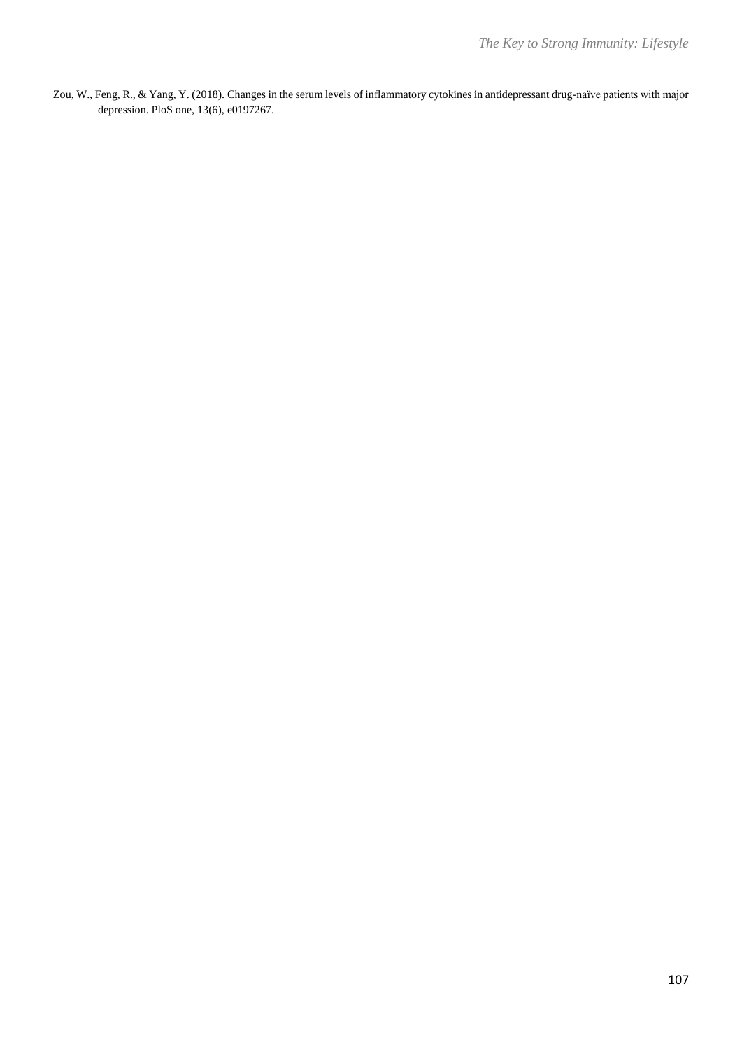Zou, W., Feng, R., & Yang, Y. (2018). Changes in the serum levels of inflammatory cytokines in antidepressant drug-naïve patients with major depression. PloS one, 13(6), e0197267.